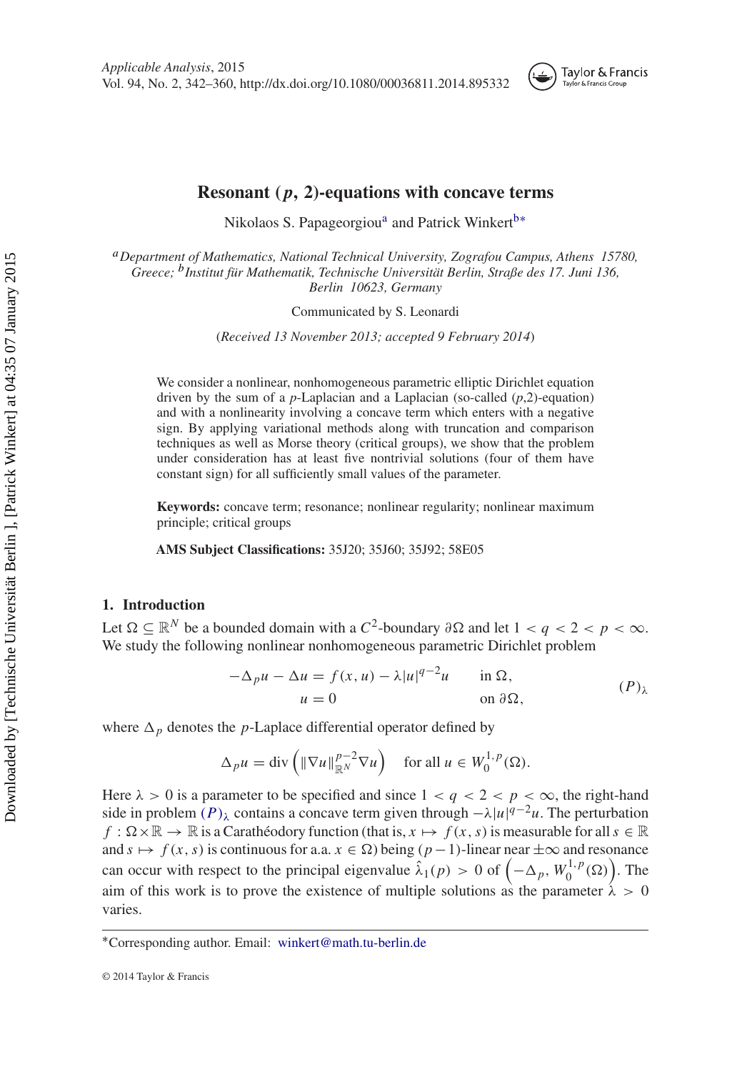# Resonant ($p$, 2)-equations with concave terms

Nikolaos S. Papageorgiou[a] and Patrick Winkert[b*]

[a] *Department of Mathematics, National Technical University, Zografou Campus, Athens 15780, Greece;* [b] *Institut für Mathematik, Technische Universität Berlin, Straße des 17. Juni 136, Berlin 10623, Germany*

Communicated by S. Leonardi

(*Received 13 November 2013; accepted 9 February 2014*)

We consider a nonlinear, nonhomogeneous parametric elliptic Dirichlet equation driven by the sum of a $p$-Laplacian and a Laplacian (so-called ($p$,2)-equation) and with a nonlinearity involving a concave term which enters with a negative sign. By applying variational methods along with truncation and comparison techniques as well as Morse theory (critical groups), we show that the problem under consideration has at least five nontrivial solutions (four of them have constant sign) for all sufficiently small values of the parameter.

**Keywords:** concave term; resonance; nonlinear regularity; nonlinear maximum principle; critical groups

**AMS Subject Classifications:** 35J20; 35J60; 35J92; 58E05

## 1. Introduction

Let $\Omega \subseteq \mathbb{R}^N$ be a bounded domain with a $C^2$-boundary $\partial\Omega$ and let $1 < q < 2 < p < \infty$. We study the following nonlinear nonhomogeneous parametric Dirichlet problem

$$
\begin{aligned}
-\Delta_p u - \Delta u &= f(x, u) - \lambda |u|^{q-2} u \qquad && \text{in } \Omega, \\
u &= 0 && \text{on } \partial\Omega,
\end{aligned}
\qquad (P)_\lambda
$$

where $\Delta_p$ denotes the $p$-Laplace differential operator defined by

$$
\Delta_p u = \operatorname{div}\left( \|\nabla u\|_{\mathbb{R}^N}^{p-2} \nabla u \right) \quad \text{for all } u \in W_0^{1,p}(\Omega).
$$

Here $\lambda > 0$ is a parameter to be specified and since $1 < q < 2 < p < \infty$, the right-hand side in problem $(P)_\lambda$ contains a concave term given through $-\lambda |u|^{q-2} u$. The perturbation $f : \Omega \times \mathbb{R} \to \mathbb{R}$ is a Carathéodory function (that is, $x \mapsto f(x, s)$ is measurable for all $s \in \mathbb{R}$ and $s \mapsto f(x, s)$ is continuous for a.a. $x \in \Omega$) being $(p-1)$-linear near $\pm\infty$ and resonance can occur with respect to the principal eigenvalue $\hat{\lambda}_1(p) > 0$ of $\left( -\Delta_p, W_0^{1,p}(\Omega) \right)$. The aim of this work is to prove the existence of multiple solutions as the parameter $\lambda > 0$ varies.

*Corresponding author. Email: winkert@math.tu-berlin.de

© 2014 Taylor & Francis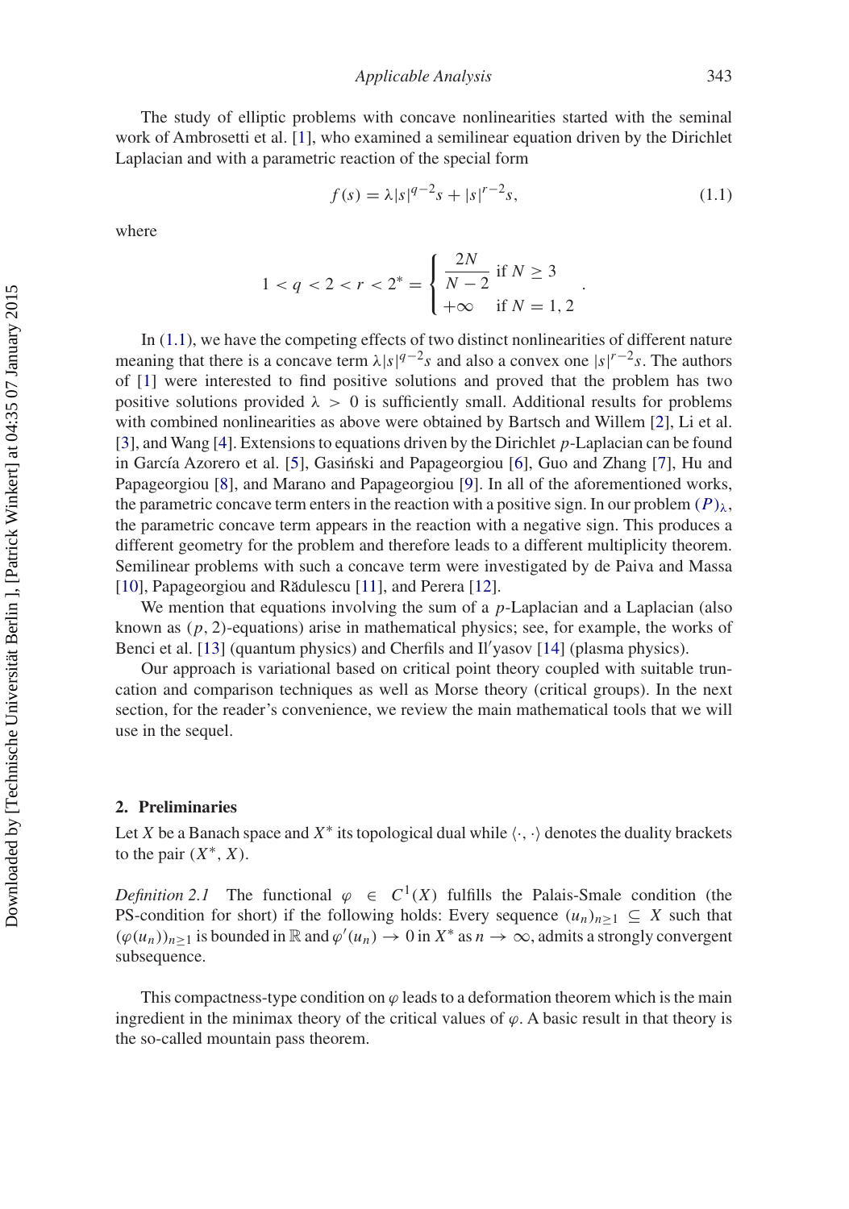The study of elliptic problems with concave nonlinearities started with the seminal work of Ambrosetti et al. [1], who examined a semilinear equation driven by the Dirichlet Laplacian and with a parametric reaction of the special form

$$f(s) = \lambda |s|^{q-2}s + |s|^{r-2}s, \tag{1.1}$$

where

$$1 < q < 2 < r < 2^* = \begin{cases} \dfrac{2N}{N-2} & \text{if } N \geq 3 \\ +\infty & \text{if } N = 1, 2 \end{cases}.$$

In (1.1), we have the competing effects of two distinct nonlinearities of different nature meaning that there is a concave term $\lambda |s|^{q-2}s$ and also a convex one $|s|^{r-2}s$. The authors of [1] were interested to find positive solutions and proved that the problem has two positive solutions provided $\lambda > 0$ is sufficiently small. Additional results for problems with combined nonlinearities as above were obtained by Bartsch and Willem [2], Li et al. [3], and Wang [4]. Extensions to equations driven by the Dirichlet $p$-Laplacian can be found in García Azorero et al. [5], Gasiński and Papageorgiou [6], Guo and Zhang [7], Hu and Papageorgiou [8], and Marano and Papageorgiou [9]. In all of the aforementioned works, the parametric concave term enters in the reaction with a positive sign. In our problem $(P)_\lambda$, the parametric concave term appears in the reaction with a negative sign. This produces a different geometry for the problem and therefore leads to a different multiplicity theorem. Semilinear problems with such a concave term were investigated by de Paiva and Massa [10], Papageorgiou and Rădulescu [11], and Perera [12].

We mention that equations involving the sum of a $p$-Laplacian and a Laplacian (also known as $(p, 2)$-equations) arise in mathematical physics; see, for example, the works of Benci et al. [13] (quantum physics) and Cherfils and Il′yasov [14] (plasma physics).

Our approach is variational based on critical point theory coupled with suitable truncation and comparison techniques as well as Morse theory (critical groups). In the next section, for the reader's convenience, we review the main mathematical tools that we will use in the sequel.

## 2. Preliminaries

Let $X$ be a Banach space and $X^*$ its topological dual while $\langle \cdot, \cdot \rangle$ denotes the duality brackets to the pair $(X^*, X)$.

*Definition 2.1* The functional $\varphi \in C^1(X)$ fulfills the Palais-Smale condition (the PS-condition for short) if the following holds: Every sequence $(u_n)_{n \geq 1} \subseteq X$ such that $(\varphi(u_n))_{n \geq 1}$ is bounded in $\mathbb{R}$ and $\varphi'(u_n) \to 0$ in $X^*$ as $n \to \infty$, admits a strongly convergent subsequence.

This compactness-type condition on $\varphi$ leads to a deformation theorem which is the main ingredient in the minimax theory of the critical values of $\varphi$. A basic result in that theory is the so-called mountain pass theorem.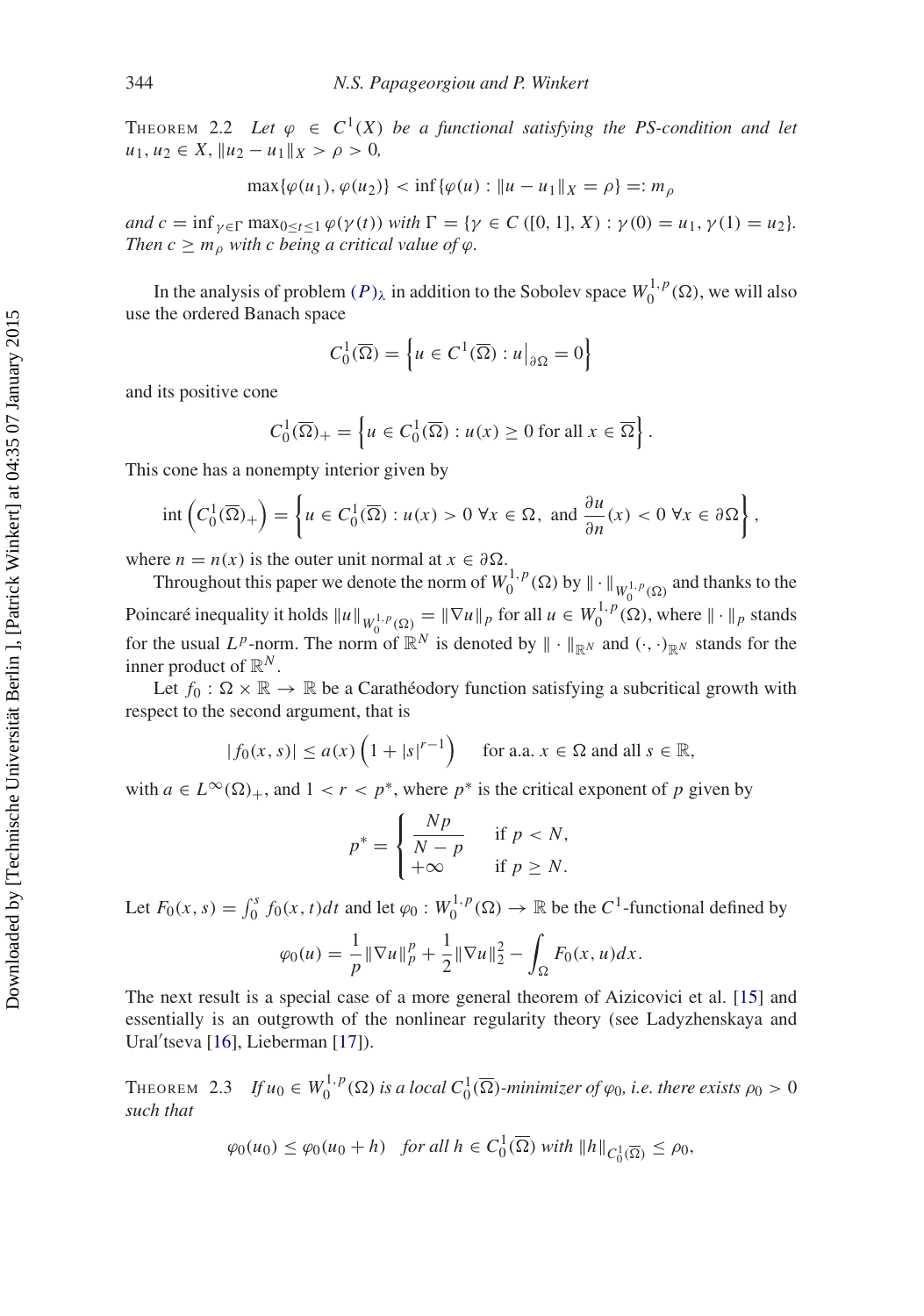THEOREM 2.2 *Let $\varphi \in C^1(X)$ be a functional satisfying the PS-condition and let $u_1, u_2 \in X$, $\|u_2 - u_1\|_X > \rho > 0$,*

$$\max\{\varphi(u_1), \varphi(u_2)\} < \inf\{\varphi(u) : \|u - u_1\|_X = \rho\} =: m_\rho$$

*and $c = \inf_{\gamma \in \Gamma} \max_{0 \le t \le 1} \varphi(\gamma(t))$ with $\Gamma = \{\gamma \in C([0,1], X) : \gamma(0) = u_1, \gamma(1) = u_2\}$. Then $c \ge m_\rho$ with $c$ being a critical value of $\varphi$.*

In the analysis of problem $(P)_\lambda$ in addition to the Sobolev space $W_0^{1,p}(\Omega)$, we will also use the ordered Banach space

$$C_0^1(\overline{\Omega}) = \left\{ u \in C^1(\overline{\Omega}) : u\big|_{\partial\Omega} = 0 \right\}$$

and its positive cone

$$C_0^1(\overline{\Omega})_+ = \left\{ u \in C_0^1(\overline{\Omega}) : u(x) \ge 0 \text{ for all } x \in \overline{\Omega} \right\}.$$

This cone has a nonempty interior given by

$$\operatorname{int}\left(C_0^1(\overline{\Omega})_+\right) = \left\{ u \in C_0^1(\overline{\Omega}) : u(x) > 0 \ \forall x \in \Omega, \text{ and } \frac{\partial u}{\partial n}(x) < 0 \ \forall x \in \partial\Omega \right\},$$

where $n = n(x)$ is the outer unit normal at $x \in \partial\Omega$.

Throughout this paper we denote the norm of $W_0^{1,p}(\Omega)$ by $\|\cdot\|_{W_0^{1,p}(\Omega)}$ and thanks to the Poincaré inequality it holds $\|u\|_{W_0^{1,p}(\Omega)} = \|\nabla u\|_p$ for all $u \in W_0^{1,p}(\Omega)$, where $\|\cdot\|_p$ stands for the usual $L^p$-norm. The norm of $\mathbb{R}^N$ is denoted by $\|\cdot\|_{\mathbb{R}^N}$ and $(\cdot,\cdot)_{\mathbb{R}^N}$ stands for the inner product of $\mathbb{R}^N$.

Let $f_0 : \Omega \times \mathbb{R} \to \mathbb{R}$ be a Carathéodory function satisfying a subcritical growth with respect to the second argument, that is

$$|f_0(x,s)| \le a(x)\left(1 + |s|^{r-1}\right) \qquad \text{for a.a. } x \in \Omega \text{ and all } s \in \mathbb{R},$$

with $a \in L^\infty(\Omega)_+$, and $1 < r < p^*$, where $p^*$ is the critical exponent of $p$ given by

$$p^* = \begin{cases} \dfrac{Np}{N-p} & \text{if } p < N, \\ +\infty & \text{if } p \ge N. \end{cases}$$

Let $F_0(x,s) = \int_0^s f_0(x,t)dt$ and let $\varphi_0 : W_0^{1,p}(\Omega) \to \mathbb{R}$ be the $C^1$-functional defined by

$$\varphi_0(u) = \frac{1}{p}\|\nabla u\|_p^p + \frac{1}{2}\|\nabla u\|_2^2 - \int_\Omega F_0(x,u)dx.$$

The next result is a special case of a more general theorem of Aizicovici et al. [15] and essentially is an outgrowth of the nonlinear regularity theory (see Ladyzhenskaya and Ural′tseva [16], Lieberman [17]).

THEOREM 2.3 *If $u_0 \in W_0^{1,p}(\Omega)$ is a local $C_0^1(\overline{\Omega})$-minimizer of $\varphi_0$, i.e. there exists $\rho_0 > 0$ such that*

$$\varphi_0(u_0) \le \varphi_0(u_0 + h) \quad \text{for all } h \in C_0^1(\overline{\Omega}) \text{ with } \|h\|_{C_0^1(\overline{\Omega})} \le \rho_0,$$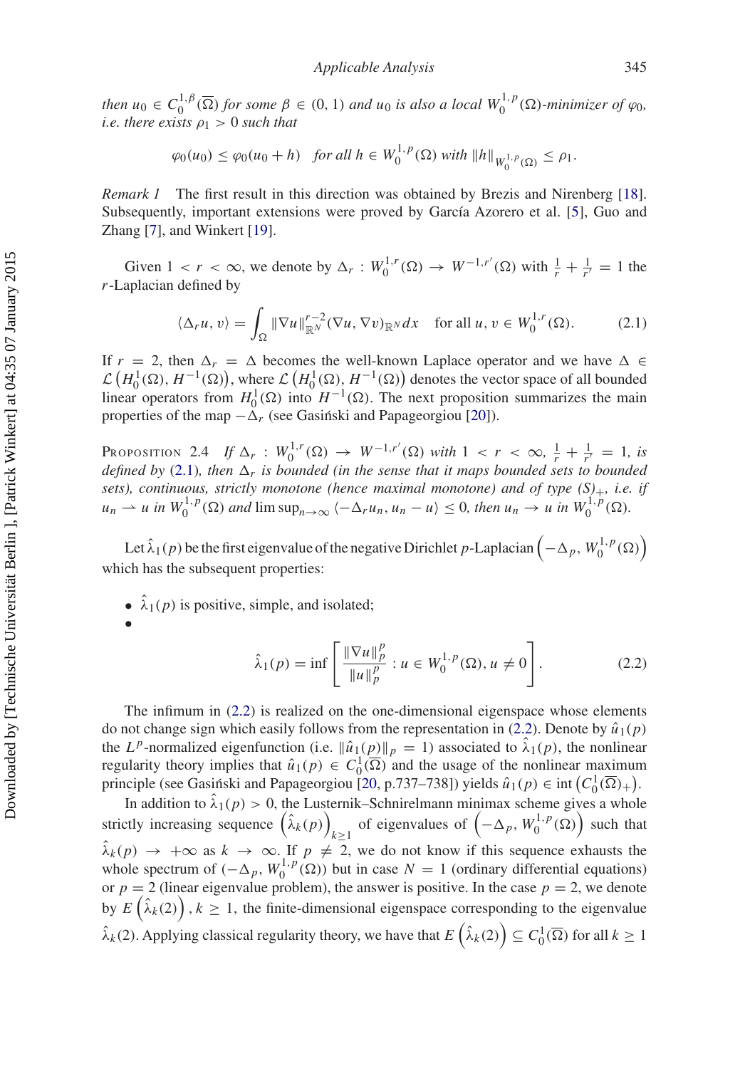*then* $u_0 \in C_0^{1,\beta}(\overline{\Omega})$ *for some* $\beta \in (0,1)$ *and* $u_0$ *is also a local* $W_0^{1,p}(\Omega)$*-minimizer of* $\varphi_0$*, i.e. there exists* $\rho_1 > 0$ *such that*

$$\varphi_0(u_0) \leq \varphi_0(u_0 + h) \quad \text{for all } h \in W_0^{1,p}(\Omega) \text{ with } \|h\|_{W_0^{1,p}(\Omega)} \leq \rho_1.$$

*Remark 1* The first result in this direction was obtained by Brezis and Nirenberg [18]. Subsequently, important extensions were proved by García Azorero et al. [5], Guo and Zhang [7], and Winkert [19].

Given $1 < r < \infty$, we denote by $\Delta_r : W_0^{1,r}(\Omega) \to W^{-1,r'}(\Omega)$ with $\frac{1}{r} + \frac{1}{r'} = 1$ the $r$-Laplacian defined by

$$\langle \Delta_r u, v \rangle = \int_\Omega \|\nabla u\|_{\mathbb{R}^N}^{r-2} (\nabla u, \nabla v)_{\mathbb{R}^N} dx \quad \text{for all } u, v \in W_0^{1,r}(\Omega). \tag{2.1}$$

If $r = 2$, then $\Delta_r = \Delta$ becomes the well-known Laplace operator and we have $\Delta \in \mathcal{L}\left(H_0^1(\Omega), H^{-1}(\Omega)\right)$, where $\mathcal{L}\left(H_0^1(\Omega), H^{-1}(\Omega)\right)$ denotes the vector space of all bounded linear operators from $H_0^1(\Omega)$ into $H^{-1}(\Omega)$. The next proposition summarizes the main properties of the map $-\Delta_r$ (see Gasiński and Papageorgiou [20]).

Proposition 2.4 *If* $\Delta_r : W_0^{1,r}(\Omega) \to W^{-1,r'}(\Omega)$ *with* $1 < r < \infty$, $\frac{1}{r} + \frac{1}{r'} = 1$, *is defined by* (2.1), *then* $\Delta_r$ *is bounded (in the sense that it maps bounded sets to bounded sets), continuous, strictly monotone (hence maximal monotone) and of type* $(S)_+$, *i.e. if* $u_n \rightharpoonup u$ *in* $W_0^{1,p}(\Omega)$ *and* $\limsup_{n\to\infty} \langle -\Delta_r u_n, u_n - u \rangle \leq 0$, *then* $u_n \to u$ *in* $W_0^{1,p}(\Omega)$.

Let $\hat{\lambda}_1(p)$ be the first eigenvalue of the negative Dirichlet $p$-Laplacian $\left(-\Delta_p, W_0^{1,p}(\Omega)\right)$ which has the subsequent properties:

- $\hat{\lambda}_1(p)$ is positive, simple, and isolated;
- $$\hat{\lambda}_1(p) = \inf \left[ \frac{\|\nabla u\|_p^p}{\|u\|_p^p} : u \in W_0^{1,p}(\Omega), u \neq 0 \right]. \tag{2.2}$$

The infimum in (2.2) is realized on the one-dimensional eigenspace whose elements do not change sign which easily follows from the representation in (2.2). Denote by $\hat{u}_1(p)$ the $L^p$-normalized eigenfunction (i.e. $\|\hat{u}_1(p)\|_p = 1$) associated to $\hat{\lambda}_1(p)$, the nonlinear regularity theory implies that $\hat{u}_1(p) \in C_0^1(\overline{\Omega})$ and the usage of the nonlinear maximum principle (see Gasiński and Papageorgiou [20, p.737–738]) yields $\hat{u}_1(p) \in \operatorname{int}\left(C_0^1(\overline{\Omega})_+\right)$.

In addition to $\hat{\lambda}_1(p) > 0$, the Lusternik–Schnirelmann minimax scheme gives a whole strictly increasing sequence $\left(\hat{\lambda}_k(p)\right)_{k\geq 1}$ of eigenvalues of $\left(-\Delta_p, W_0^{1,p}(\Omega)\right)$ such that $\hat{\lambda}_k(p) \to +\infty$ as $k \to \infty$. If $p \neq 2$, we do not know if this sequence exhausts the whole spectrum of $(-\Delta_p, W_0^{1,p}(\Omega))$ but in case $N = 1$ (ordinary differential equations) or $p = 2$ (linear eigenvalue problem), the answer is positive. In the case $p = 2$, we denote by $E\left(\hat{\lambda}_k(2)\right)$, $k \geq 1$, the finite-dimensional eigenspace corresponding to the eigenvalue $\hat{\lambda}_k(2)$. Applying classical regularity theory, we have that $E\left(\hat{\lambda}_k(2)\right) \subseteq C_0^1(\overline{\Omega})$ for all $k \geq 1$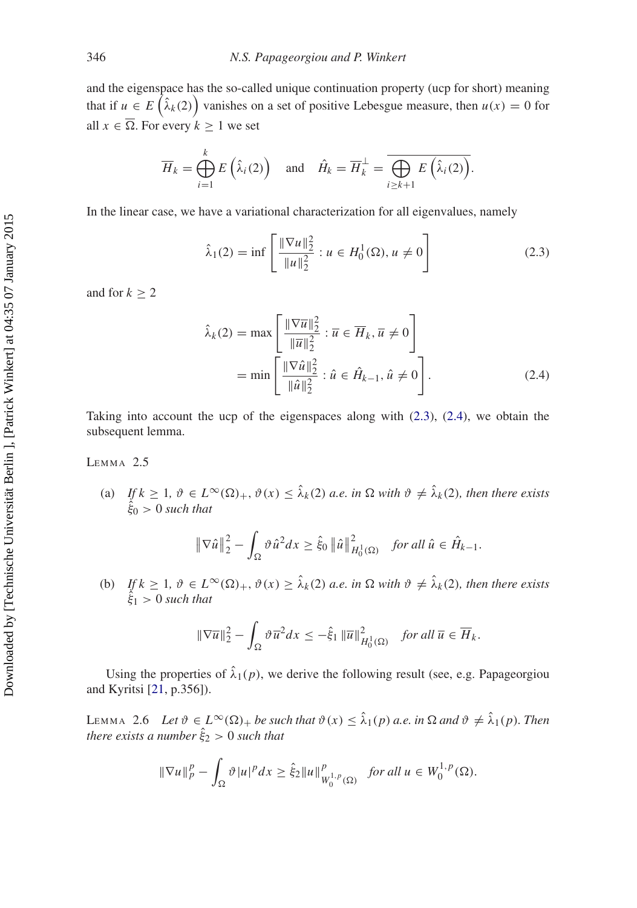and the eigenspace has the so-called unique continuation property (ucp for short) meaning that if $u \in E\left(\hat{\lambda}_k(2)\right)$ vanishes on a set of positive Lebesgue measure, then $u(x) = 0$ for all $x \in \overline{\Omega}$. For every $k \geq 1$ we set

$$\overline{H}_k = \bigoplus_{i=1}^{k} E\left(\hat{\lambda}_i(2)\right) \quad \text{and} \quad \hat{H}_k = \overline{H}_k^{\perp} = \overline{\bigoplus_{i \geq k+1} E\left(\hat{\lambda}_i(2)\right)}.$$

In the linear case, we have a variational characterization for all eigenvalues, namely

$$\hat{\lambda}_1(2) = \inf\left[\frac{\|\nabla u\|_2^2}{\|u\|_2^2} : u \in H_0^1(\Omega), u \neq 0\right] \tag{2.3}$$

and for $k \geq 2$

$$\begin{aligned}\hat{\lambda}_k(2) &= \max\left[\frac{\|\nabla \overline{u}\|_2^2}{\|\overline{u}\|_2^2} : \overline{u} \in \overline{H}_k, \overline{u} \neq 0\right] \\ &= \min\left[\frac{\|\nabla \hat{u}\|_2^2}{\|\hat{u}\|_2^2} : \hat{u} \in \hat{H}_{k-1}, \hat{u} \neq 0\right].\end{aligned} \tag{2.4}$$

Taking into account the ucp of the eigenspaces along with (2.3), (2.4), we obtain the subsequent lemma.

Lemma 2.5

(a) *If $k \geq 1$, $\vartheta \in L^\infty(\Omega)_+$, $\vartheta(x) \leq \hat{\lambda}_k(2)$ a.e. in $\Omega$ with $\vartheta \neq \hat{\lambda}_k(2)$, then there exists $\hat{\xi}_0 > 0$ such that*

$$\left\|\nabla \hat{u}\right\|_2^2 - \int_\Omega \vartheta \hat{u}^2 dx \geq \hat{\xi}_0 \left\|\hat{u}\right\|_{H_0^1(\Omega)}^2 \quad \textit{for all } \hat{u} \in \hat{H}_{k-1}.$$

(b) *If $k \geq 1$, $\vartheta \in L^\infty(\Omega)_+$, $\vartheta(x) \geq \hat{\lambda}_k(2)$ a.e. in $\Omega$ with $\vartheta \neq \hat{\lambda}_k(2)$, then there exists $\hat{\xi}_1 > 0$ such that*

$$\|\nabla \overline{u}\|_2^2 - \int_\Omega \vartheta \overline{u}^2 dx \leq -\hat{\xi}_1 \|\overline{u}\|_{H_0^1(\Omega)}^2 \quad \textit{for all } \overline{u} \in \overline{H}_k.$$

Using the properties of $\hat{\lambda}_1(p)$, we derive the following result (see, e.g. Papageorgiou and Kyritsi [21, p.356]).

Lemma 2.6 *Let $\vartheta \in L^\infty(\Omega)_+$ be such that $\vartheta(x) \leq \hat{\lambda}_1(p)$ a.e. in $\Omega$ and $\vartheta \neq \hat{\lambda}_1(p)$. Then there exists a number $\hat{\xi}_2 > 0$ such that*

$$\|\nabla u\|_p^p - \int_\Omega \vartheta |u|^p dx \geq \hat{\xi}_2 \|u\|_{W_0^{1,p}(\Omega)}^p \quad \textit{for all } u \in W_0^{1,p}(\Omega).$$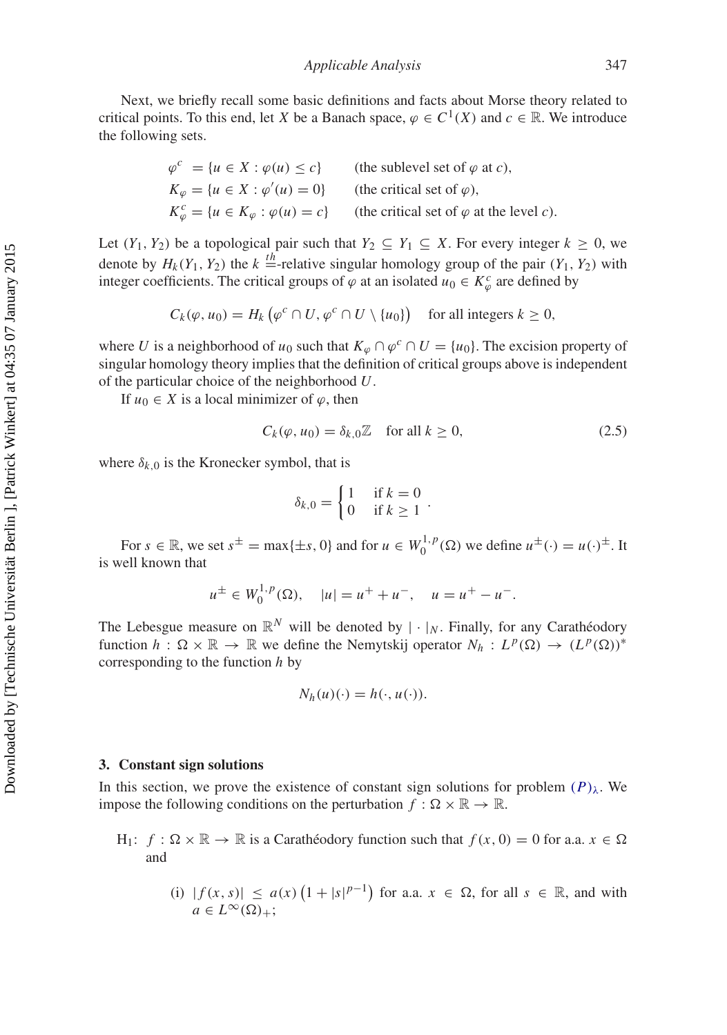Next, we briefly recall some basic definitions and facts about Morse theory related to critical points. To this end, let $X$ be a Banach space, $\varphi \in C^1(X)$ and $c \in \mathbb{R}$. We introduce the following sets.

$$
\begin{aligned}
\varphi^c &= \{u \in X : \varphi(u) \le c\} && \text{(the sublevel set of } \varphi \text{ at } c),\\
K_\varphi &= \{u \in X : \varphi'(u) = 0\} && \text{(the critical set of } \varphi),\\
K_\varphi^c &= \{u \in K_\varphi : \varphi(u) = c\} && \text{(the critical set of } \varphi \text{ at the level } c).
\end{aligned}
$$

Let $(Y_1, Y_2)$ be a topological pair such that $Y_2 \subseteq Y_1 \subseteq X$. For every integer $k \ge 0$, we denote by $H_k(Y_1, Y_2)$ the $k \stackrel{th}{=}$-relative singular homology group of the pair $(Y_1, Y_2)$ with integer coefficients. The critical groups of $\varphi$ at an isolated $u_0 \in K_\varphi^c$ are defined by

$$
C_k(\varphi, u_0) = H_k\left(\varphi^c \cap U, \varphi^c \cap U \setminus \{u_0\}\right) \quad \text{for all integers } k \ge 0,
$$

where $U$ is a neighborhood of $u_0$ such that $K_\varphi \cap \varphi^c \cap U = \{u_0\}$. The excision property of singular homology theory implies that the definition of critical groups above is independent of the particular choice of the neighborhood $U$.

If $u_0 \in X$ is a local minimizer of $\varphi$, then

$$
C_k(\varphi, u_0) = \delta_{k,0}\mathbb{Z} \quad \text{for all } k \ge 0, \tag{2.5}
$$

where $\delta_{k,0}$ is the Kronecker symbol, that is

$$
\delta_{k,0} = \begin{cases} 1 & \text{if } k = 0 \\ 0 & \text{if } k \ge 1 \end{cases}.
$$

For $s \in \mathbb{R}$, we set $s^\pm = \max\{\pm s, 0\}$ and for $u \in W_0^{1,p}(\Omega)$ we define $u^\pm(\cdot) = u(\cdot)^\pm$. It is well known that

$$
u^\pm \in W_0^{1,p}(\Omega), \quad |u| = u^+ + u^-, \quad u = u^+ - u^-.
$$

The Lebesgue measure on $\mathbb{R}^N$ will be denoted by $|\cdot|_N$. Finally, for any Carathéodory function $h : \Omega \times \mathbb{R} \to \mathbb{R}$ we define the Nemytskij operator $N_h : L^p(\Omega) \to (L^p(\Omega))^*$ corresponding to the function $h$ by

$$
N_h(u)(\cdot) = h(\cdot, u(\cdot)).
$$

## 3. Constant sign solutions

In this section, we prove the existence of constant sign solutions for problem $(P)_\lambda$. We impose the following conditions on the perturbation $f : \Omega \times \mathbb{R} \to \mathbb{R}$.

H$_1$: $f : \Omega \times \mathbb{R} \to \mathbb{R}$ is a Carathéodory function such that $f(x, 0) = 0$ for a.a. $x \in \Omega$ and

(i) $|f(x, s)| \le a(x)\left(1 + |s|^{p-1}\right)$ for a.a. $x \in \Omega$, for all $s \in \mathbb{R}$, and with $a \in L^\infty(\Omega)_+$;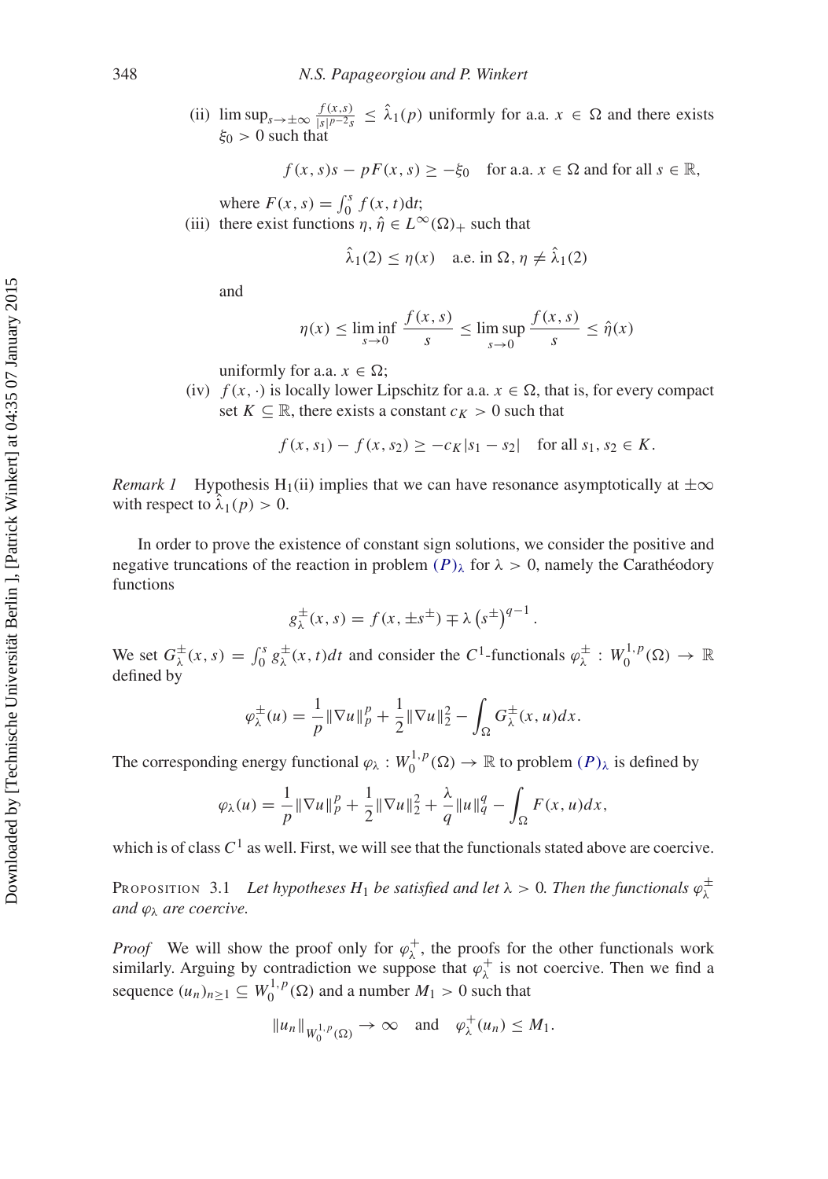(ii) $\limsup_{s\to\pm\infty} \frac{f(x,s)}{|s|^{p-2}s} \leq \hat{\lambda}_1(p)$ uniformly for a.a. $x \in \Omega$ and there exists $\xi_0 > 0$ such that

$$f(x,s)s - pF(x,s) \geq -\xi_0 \quad \text{for a.a. } x \in \Omega \text{ and for all } s \in \mathbb{R},$$

where $F(x,s) = \int_0^s f(x,t)\mathrm{d}t$;

(iii) there exist functions $\eta, \hat{\eta} \in L^\infty(\Omega)_+$ such that

$$\hat{\lambda}_1(2) \leq \eta(x) \quad \text{a.e. in } \Omega, \eta \neq \hat{\lambda}_1(2)$$

and

$$\eta(x) \leq \liminf_{s\to 0} \frac{f(x,s)}{s} \leq \limsup_{s\to 0} \frac{f(x,s)}{s} \leq \hat{\eta}(x)$$

uniformly for a.a. $x \in \Omega$;

(iv) $f(x,\cdot)$ is locally lower Lipschitz for a.a. $x \in \Omega$, that is, for every compact set $K \subseteq \mathbb{R}$, there exists a constant $c_K > 0$ such that

$$f(x,s_1) - f(x,s_2) \geq -c_K|s_1 - s_2| \quad \text{for all } s_1, s_2 \in K.$$

*Remark 1* Hypothesis H$_1$(ii) implies that we can have resonance asymptotically at $\pm\infty$ with respect to $\hat{\lambda}_1(p) > 0$.

In order to prove the existence of constant sign solutions, we consider the positive and negative truncations of the reaction in problem $(P)_\lambda$ for $\lambda > 0$, namely the Carathéodory functions

$$g_\lambda^\pm(x,s) = f(x,\pm s^\pm) \mp \lambda \left(s^\pm\right)^{q-1}.$$

We set $G_\lambda^\pm(x,s) = \int_0^s g_\lambda^\pm(x,t)dt$ and consider the $C^1$-functionals $\varphi_\lambda^\pm : W_0^{1,p}(\Omega) \to \mathbb{R}$ defined by

$$\varphi_\lambda^\pm(u) = \frac{1}{p}\|\nabla u\|_p^p + \frac{1}{2}\|\nabla u\|_2^2 - \int_\Omega G_\lambda^\pm(x,u)dx.$$

The corresponding energy functional $\varphi_\lambda : W_0^{1,p}(\Omega) \to \mathbb{R}$ to problem $(P)_\lambda$ is defined by

$$\varphi_\lambda(u) = \frac{1}{p}\|\nabla u\|_p^p + \frac{1}{2}\|\nabla u\|_2^2 + \frac{\lambda}{q}\|u\|_q^q - \int_\Omega F(x,u)dx,$$

which is of class $C^1$ as well. First, we will see that the functionals stated above are coercive.

Proposition 3.1 *Let hypotheses $H_1$ be satisfied and let $\lambda > 0$. Then the functionals $\varphi_\lambda^\pm$ and $\varphi_\lambda$ are coercive.*

*Proof* We will show the proof only for $\varphi_\lambda^+$, the proofs for the other functionals work similarly. Arguing by contradiction we suppose that $\varphi_\lambda^+$ is not coercive. Then we find a sequence $(u_n)_{n\geq 1} \subseteq W_0^{1,p}(\Omega)$ and a number $M_1 > 0$ such that

$$\|u_n\|_{W_0^{1,p}(\Omega)} \to \infty \quad \text{and} \quad \varphi_\lambda^+(u_n) \leq M_1.$$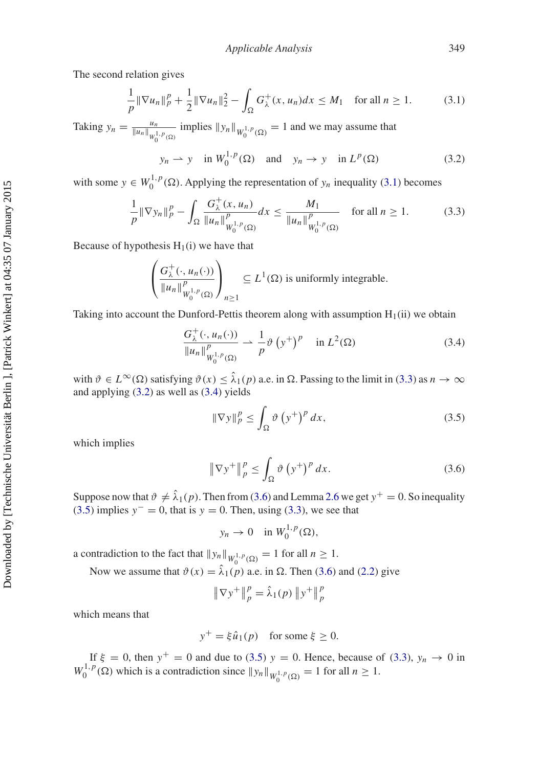The second relation gives

$$\frac{1}{p}\|\nabla u_n\|_p^p + \frac{1}{2}\|\nabla u_n\|_2^2 - \int_\Omega G_\lambda^+(x, u_n)dx \le M_1 \quad \text{for all } n \ge 1. \tag{3.1}$$

Taking $y_n = \frac{u_n}{\|u_n\|_{W_0^{1,p}(\Omega)}}$ implies $\|y_n\|_{W_0^{1,p}(\Omega)} = 1$ and we may assume that

$$y_n \rightharpoonup y \quad \text{in } W_0^{1,p}(\Omega) \quad \text{and} \quad y_n \to y \quad \text{in } L^p(\Omega) \tag{3.2}$$

with some $y \in W_0^{1,p}(\Omega)$. Applying the representation of $y_n$ inequality (3.1) becomes

$$\frac{1}{p}\|\nabla y_n\|_p^p - \int_\Omega \frac{G_\lambda^+(x, u_n)}{\|u_n\|^p_{W_0^{1,p}(\Omega)}}dx \le \frac{M_1}{\|u_n\|^p_{W_0^{1,p}(\Omega)}} \quad \text{for all } n \ge 1. \tag{3.3}$$

Because of hypothesis $\mathrm{H}_1$(i) we have that

$$\left(\frac{G_\lambda^+(\cdot, u_n(\cdot))}{\|u_n\|^p_{W_0^{1,p}(\Omega)}}\right)_{n\ge 1} \subseteq L^1(\Omega) \text{ is uniformly integrable.}$$

Taking into account the Dunford-Pettis theorem along with assumption $\mathrm{H}_1$(ii) we obtain

$$\frac{G_\lambda^+(\cdot, u_n(\cdot))}{\|u_n\|^p_{W_0^{1,p}(\Omega)}} \rightharpoonup \frac{1}{p}\vartheta\left(y^+\right)^p \quad \text{in } L^2(\Omega) \tag{3.4}$$

with $\vartheta \in L^\infty(\Omega)$ satisfying $\vartheta(x) \le \hat{\lambda}_1(p)$ a.e. in $\Omega$. Passing to the limit in (3.3) as $n \to \infty$ and applying (3.2) as well as (3.4) yields

$$\|\nabla y\|_p^p \le \int_\Omega \vartheta\left(y^+\right)^p dx, \tag{3.5}$$

which implies

$$\left\|\nabla y^+\right\|_p^p \le \int_\Omega \vartheta\left(y^+\right)^p dx. \tag{3.6}$$

Suppose now that $\vartheta \neq \hat{\lambda}_1(p)$. Then from (3.6) and Lemma 2.6 we get $y^+ = 0$. So inequality (3.5) implies $y^- = 0$, that is $y = 0$. Then, using (3.3), we see that

$$y_n \to 0 \quad \text{in } W_0^{1,p}(\Omega),$$

a contradiction to the fact that $\|y_n\|_{W_0^{1,p}(\Omega)} = 1$ for all $n \ge 1$.

Now we assume that $\vartheta(x) = \hat{\lambda}_1(p)$ a.e. in $\Omega$. Then (3.6) and (2.2) give

$$\left\|\nabla y^+\right\|_p^p = \hat{\lambda}_1(p)\left\|y^+\right\|_p^p$$

which means that

$$y^+ = \xi \hat{u}_1(p) \quad \text{for some } \xi \ge 0.$$

If $\xi = 0$, then $y^+ = 0$ and due to (3.5) $y = 0$. Hence, because of (3.3), $y_n \to 0$ in $W_0^{1,p}(\Omega)$ which is a contradiction since $\|y_n\|_{W_0^{1,p}(\Omega)} = 1$ for all $n \ge 1$.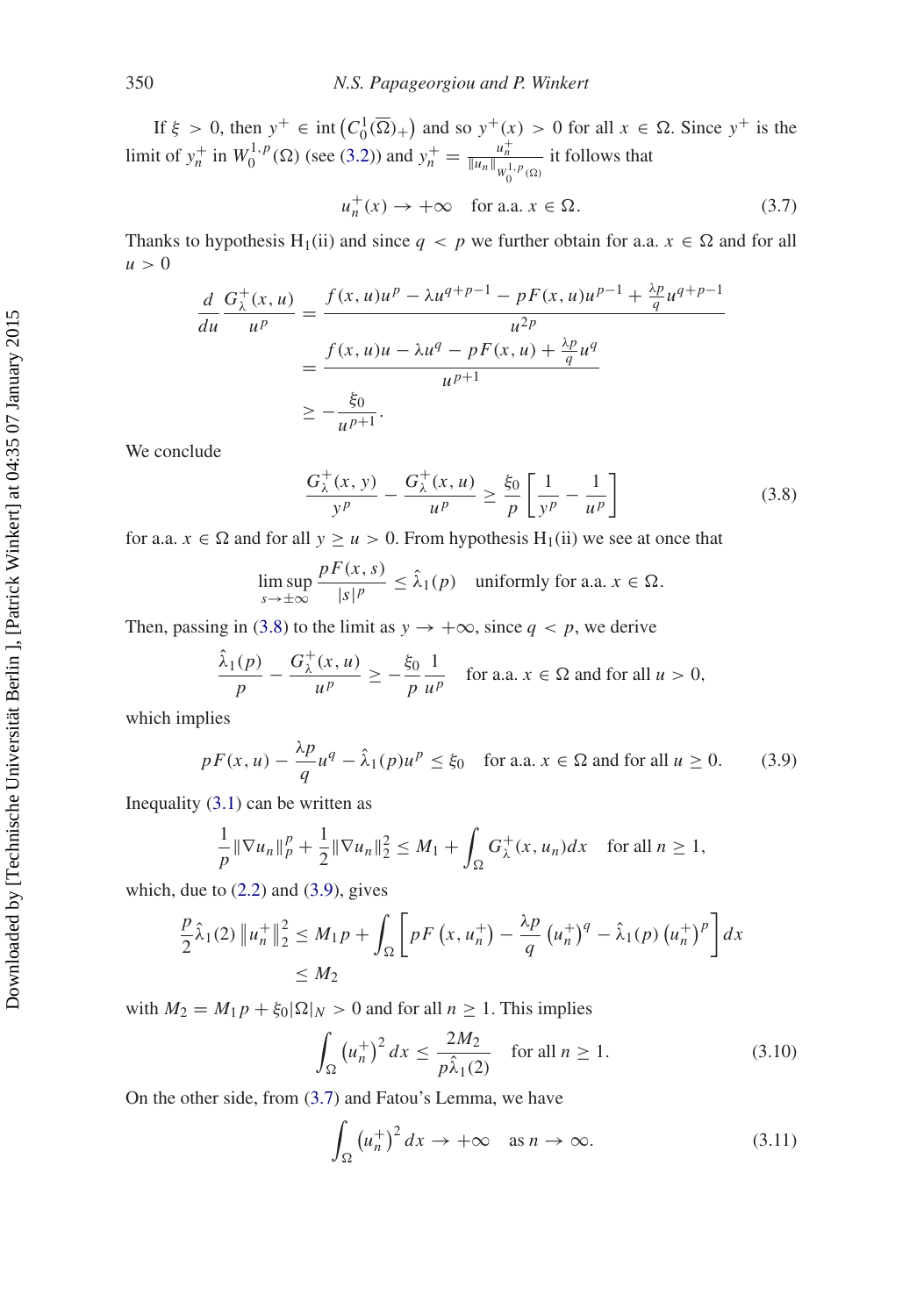If $\xi > 0$, then $y^+ \in \operatorname{int}\left(C_0^1(\overline{\Omega})_+\right)$ and so $y^+(x) > 0$ for all $x \in \Omega$. Since $y^+$ is the limit of $y_n^+$ in $W_0^{1,p}(\Omega)$ (see (3.2)) and $y_n^+ = \frac{u_n^+}{\|u_n\|_{W_0^{1,p}(\Omega)}}$ it follows that

$$u_n^+(x) \to +\infty \quad \text{for a.a. } x \in \Omega. \tag{3.7}$$

Thanks to hypothesis $\mathrm{H}_1$(ii) and since $q < p$ we further obtain for a.a. $x \in \Omega$ and for all $u > 0$

$$\begin{aligned}
\frac{d}{du} \frac{G_\lambda^+(x,u)}{u^p} &= \frac{f(x,u)u^p - \lambda u^{q+p-1} - pF(x,u)u^{p-1} + \frac{\lambda p}{q} u^{q+p-1}}{u^{2p}} \\
&= \frac{f(x,u)u - \lambda u^q - pF(x,u) + \frac{\lambda p}{q} u^q}{u^{p+1}} \\
&\geq -\frac{\xi_0}{u^{p+1}}.
\end{aligned}$$

We conclude

$$\frac{G_\lambda^+(x,y)}{y^p} - \frac{G_\lambda^+(x,u)}{u^p} \geq \frac{\xi_0}{p}\left[\frac{1}{y^p} - \frac{1}{u^p}\right] \tag{3.8}$$

for a.a. $x \in \Omega$ and for all $y \geq u > 0$. From hypothesis $\mathrm{H}_1$(ii) we see at once that

$$\limsup_{s \to \pm\infty} \frac{pF(x,s)}{|s|^p} \leq \hat{\lambda}_1(p) \quad \text{uniformly for a.a. } x \in \Omega.$$

Then, passing in (3.8) to the limit as $y \to +\infty$, since $q < p$, we derive

$$\frac{\hat{\lambda}_1(p)}{p} - \frac{G_\lambda^+(x,u)}{u^p} \geq -\frac{\xi_0}{p}\frac{1}{u^p} \quad \text{for a.a. } x \in \Omega \text{ and for all } u > 0,$$

which implies

$$pF(x,u) - \frac{\lambda p}{q} u^q - \hat{\lambda}_1(p) u^p \leq \xi_0 \quad \text{for a.a. } x \in \Omega \text{ and for all } u \geq 0. \tag{3.9}$$

Inequality (3.1) can be written as

$$\frac{1}{p}\|\nabla u_n\|_p^p + \frac{1}{2}\|\nabla u_n\|_2^2 \leq M_1 + \int_\Omega G_\lambda^+(x,u_n)dx \quad \text{for all } n \geq 1,$$

which, due to (2.2) and (3.9), gives

$$\begin{aligned}
\frac{p}{2}\hat{\lambda}_1(2)\left\|u_n^+\right\|_2^2 &\leq M_1 p + \int_\Omega \left[pF\left(x,u_n^+\right) - \frac{\lambda p}{q}\left(u_n^+\right)^q - \hat{\lambda}_1(p)\left(u_n^+\right)^p\right]dx \\
&\leq M_2
\end{aligned}$$

with $M_2 = M_1 p + \xi_0 |\Omega|_N > 0$ and for all $n \geq 1$. This implies

$$\int_\Omega \left(u_n^+\right)^2 dx \leq \frac{2M_2}{p\hat{\lambda}_1(2)} \quad \text{for all } n \geq 1. \tag{3.10}$$

On the other side, from (3.7) and Fatou's Lemma, we have

$$\int_\Omega \left(u_n^+\right)^2 dx \to +\infty \quad \text{as } n \to \infty. \tag{3.11}$$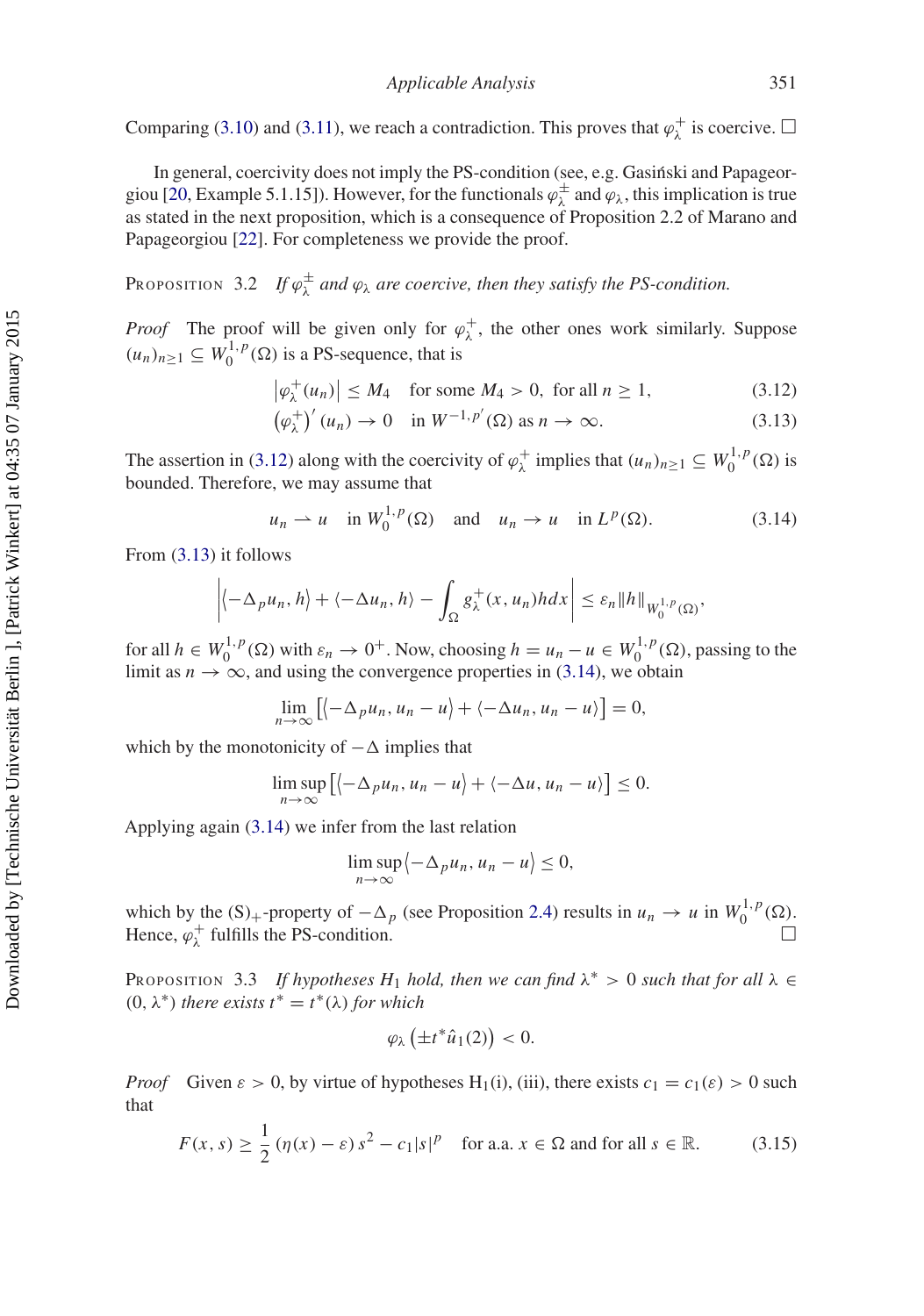Comparing (3.10) and (3.11), we reach a contradiction. This proves that $\varphi_\lambda^+$ is coercive. □

In general, coercivity does not imply the PS-condition (see, e.g. Gasiński and Papageorgiou [20, Example 5.1.15]). However, for the functionals $\varphi_\lambda^\pm$ and $\varphi_\lambda$, this implication is true as stated in the next proposition, which is a consequence of Proposition 2.2 of Marano and Papageorgiou [22]. For completeness we provide the proof.

Proposition 3.2 *If $\varphi_\lambda^\pm$ and $\varphi_\lambda$ are coercive, then they satisfy the PS-condition.*

*Proof* The proof will be given only for $\varphi_\lambda^+$, the other ones work similarly. Suppose $(u_n)_{n\geq 1} \subseteq W_0^{1,p}(\Omega)$ is a PS-sequence, that is

$$\left|\varphi_\lambda^+(u_n)\right| \leq M_4 \quad \text{for some } M_4 > 0, \text{ for all } n \geq 1, \tag{3.12}$$

$$\left(\varphi_\lambda^+\right)'(u_n) \to 0 \quad \text{in } W^{-1,p'}(\Omega) \text{ as } n \to \infty. \tag{3.13}$$

The assertion in (3.12) along with the coercivity of $\varphi_\lambda^+$ implies that $(u_n)_{n\geq 1} \subseteq W_0^{1,p}(\Omega)$ is bounded. Therefore, we may assume that

$$u_n \rightharpoonup u \quad \text{in } W_0^{1,p}(\Omega) \quad \text{and} \quad u_n \to u \quad \text{in } L^p(\Omega). \tag{3.14}$$

From (3.13) it follows

$$\left|\left\langle -\Delta_p u_n, h\right\rangle + \langle -\Delta u_n, h\rangle - \int_\Omega g_\lambda^+(x, u_n) h dx\right| \leq \varepsilon_n \|h\|_{W_0^{1,p}(\Omega)},$$

for all $h \in W_0^{1,p}(\Omega)$ with $\varepsilon_n \to 0^+$. Now, choosing $h = u_n - u \in W_0^{1,p}(\Omega)$, passing to the limit as $n \to \infty$, and using the convergence properties in (3.14), we obtain

$$\lim_{n\to\infty} \left[\left\langle -\Delta_p u_n, u_n - u\right\rangle + \langle -\Delta u_n, u_n - u\rangle\right] = 0,$$

which by the monotonicity of $-\Delta$ implies that

$$\limsup_{n\to\infty} \left[\left\langle -\Delta_p u_n, u_n - u\right\rangle + \langle -\Delta u, u_n - u\rangle\right] \leq 0.$$

Applying again (3.14) we infer from the last relation

$$\limsup_{n\to\infty} \left\langle -\Delta_p u_n, u_n - u\right\rangle \leq 0,$$

which by the $(S)_+$-property of $-\Delta_p$ (see Proposition 2.4) results in $u_n \to u$ in $W_0^{1,p}(\Omega)$. Hence, $\varphi_\lambda^+$ fulfills the PS-condition. □

Proposition 3.3 *If hypotheses $H_1$ hold, then we can find $\lambda^* > 0$ such that for all $\lambda \in (0, \lambda^*)$ there exists $t^* = t^*(\lambda)$ for which*

$$\varphi_\lambda\left(\pm t^* \hat{u}_1(2)\right) < 0.$$

*Proof* Given $\varepsilon > 0$, by virtue of hypotheses $H_1$(i), (iii), there exists $c_1 = c_1(\varepsilon) > 0$ such that

$$F(x, s) \geq \frac{1}{2}\left(\eta(x) - \varepsilon\right) s^2 - c_1 |s|^p \quad \text{for a.a. } x \in \Omega \text{ and for all } s \in \mathbb{R}. \tag{3.15}$$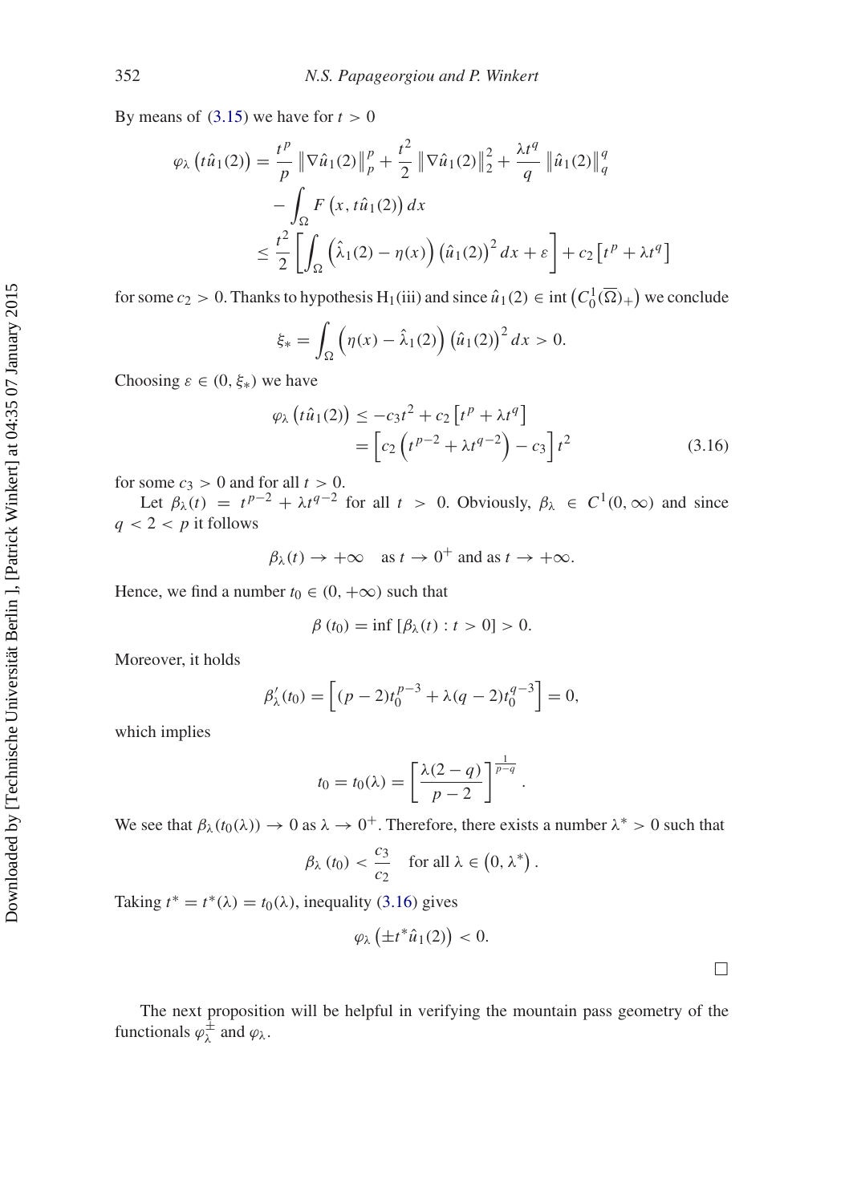By means of (3.15) we have for $t > 0$

$$
\begin{aligned}
\varphi_\lambda\left(t\hat{u}_1(2)\right) &= \frac{t^p}{p}\left\|\nabla\hat{u}_1(2)\right\|_p^p + \frac{t^2}{2}\left\|\nabla\hat{u}_1(2)\right\|_2^2 + \frac{\lambda t^q}{q}\left\|\hat{u}_1(2)\right\|_q^q \\
&\quad - \int_\Omega F\left(x, t\hat{u}_1(2)\right)dx \\
&\leq \frac{t^2}{2}\left[\int_\Omega\left(\hat{\lambda}_1(2) - \eta(x)\right)\left(\hat{u}_1(2)\right)^2 dx + \varepsilon\right] + c_2\left[t^p + \lambda t^q\right]
\end{aligned}
$$

for some $c_2 > 0$. Thanks to hypothesis H$_1$(iii) and since $\hat{u}_1(2) \in \operatorname{int}\left(C_0^1(\overline{\Omega})_+\right)$ we conclude

$$
\xi_* = \int_\Omega\left(\eta(x) - \hat{\lambda}_1(2)\right)\left(\hat{u}_1(2)\right)^2 dx > 0.
$$

Choosing $\varepsilon \in (0, \xi_*)$ we have

$$
\begin{aligned}
\varphi_\lambda\left(t\hat{u}_1(2)\right) &\leq -c_3 t^2 + c_2\left[t^p + \lambda t^q\right] \\
&= \left[c_2\left(t^{p-2} + \lambda t^{q-2}\right) - c_3\right]t^2
\end{aligned}
\tag{3.16}
$$

for some $c_3 > 0$ and for all $t > 0$.

Let $\beta_\lambda(t) = t^{p-2} + \lambda t^{q-2}$ for all $t > 0$. Obviously, $\beta_\lambda \in C^1(0,\infty)$ and since $q < 2 < p$ it follows

$$
\beta_\lambda(t) \to +\infty \quad \text{as } t \to 0^+ \text{ and as } t \to +\infty.
$$

Hence, we find a number $t_0 \in (0, +\infty)$ such that

$$
\beta\left(t_0\right) = \inf\left[\beta_\lambda(t) : t > 0\right] > 0.
$$

Moreover, it holds

$$
\beta_\lambda'(t_0) = \left[(p-2)t_0^{p-3} + \lambda(q-2)t_0^{q-3}\right] = 0,
$$

which implies

$$
t_0 = t_0(\lambda) = \left[\frac{\lambda(2-q)}{p-2}\right]^{\frac{1}{p-q}}.
$$

We see that $\beta_\lambda(t_0(\lambda)) \to 0$ as $\lambda \to 0^+$. Therefore, there exists a number $\lambda^* > 0$ such that

$$
\beta_\lambda\left(t_0\right) < \frac{c_3}{c_2} \quad \text{for all } \lambda \in \left(0, \lambda^*\right).
$$

Taking $t^* = t^*(\lambda) = t_0(\lambda)$, inequality (3.16) gives

$$
\varphi_\lambda\left(\pm t^*\hat{u}_1(2)\right) < 0.
$$

□

The next proposition will be helpful in verifying the mountain pass geometry of the functionals $\varphi_\lambda^\pm$ and $\varphi_\lambda$.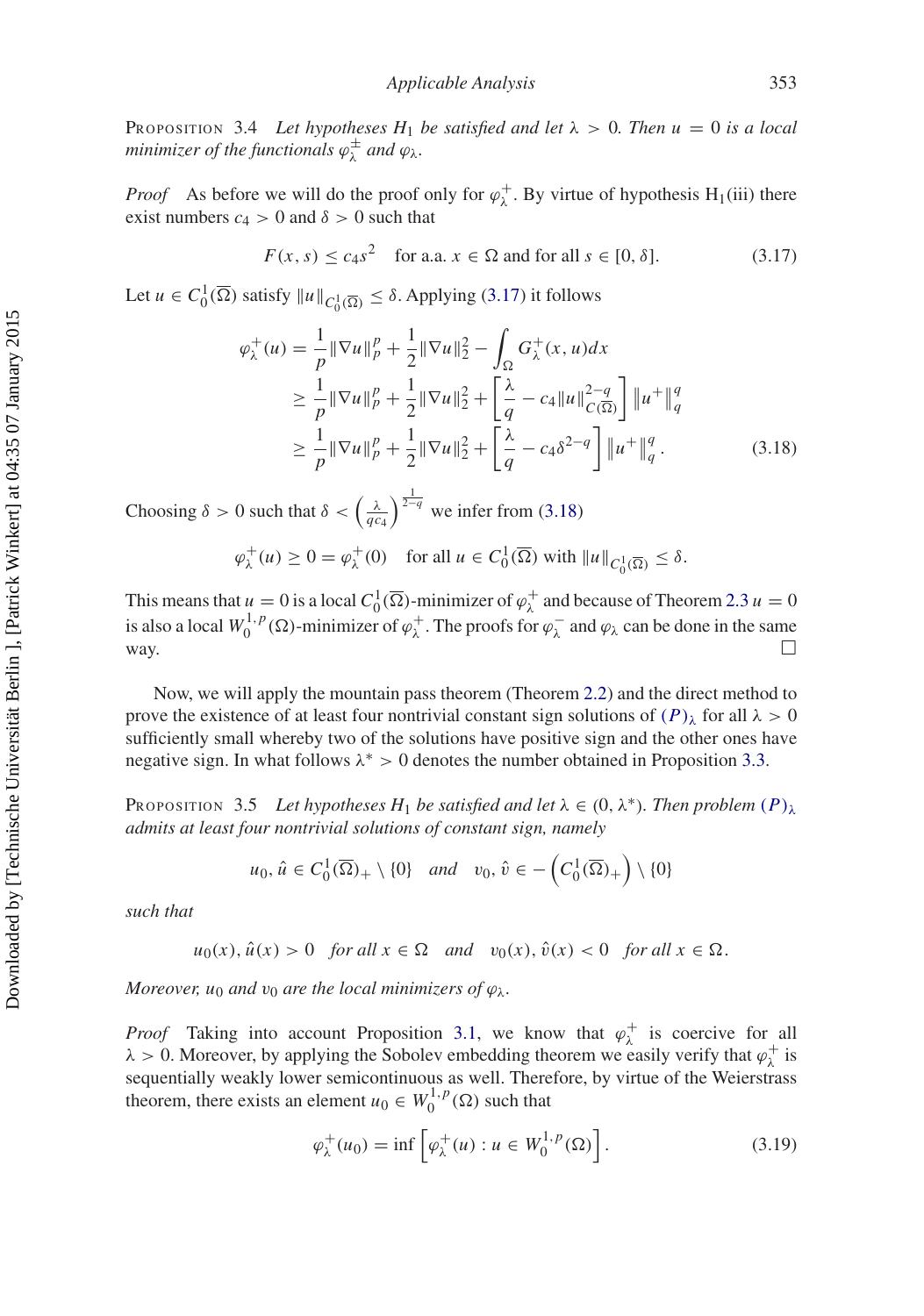**Proposition 3.4** *Let hypotheses $H_1$ be satisfied and let $\lambda > 0$. Then $u = 0$ is a local minimizer of the functionals $\varphi_\lambda^\pm$ and $\varphi_\lambda$.*

*Proof* As before we will do the proof only for $\varphi_\lambda^+$. By virtue of hypothesis $H_1$(iii) there exist numbers $c_4 > 0$ and $\delta > 0$ such that

$$F(x, s) \le c_4 s^2 \quad \text{for a.a. } x \in \Omega \text{ and for all } s \in [0, \delta]. \tag{3.17}$$

Let $u \in C_0^1(\overline{\Omega})$ satisfy $\|u\|_{C_0^1(\overline{\Omega})} \le \delta$. Applying (3.17) it follows

$$\begin{aligned}
\varphi_\lambda^+(u) &= \frac{1}{p}\|\nabla u\|_p^p + \frac{1}{2}\|\nabla u\|_2^2 - \int_\Omega G_\lambda^+(x, u)dx \\
&\ge \frac{1}{p}\|\nabla u\|_p^p + \frac{1}{2}\|\nabla u\|_2^2 + \left[\frac{\lambda}{q} - c_4\|u\|_{C(\overline{\Omega})}^{2-q}\right]\left\|u^+\right\|_q^q \\
&\ge \frac{1}{p}\|\nabla u\|_p^p + \frac{1}{2}\|\nabla u\|_2^2 + \left[\frac{\lambda}{q} - c_4\delta^{2-q}\right]\left\|u^+\right\|_q^q.
\end{aligned} \tag{3.18}$$

Choosing $\delta > 0$ such that $\delta < \left(\frac{\lambda}{qc_4}\right)^{\frac{1}{2-q}}$ we infer from (3.18)

$$\varphi_\lambda^+(u) \ge 0 = \varphi_\lambda^+(0) \quad \text{for all } u \in C_0^1(\overline{\Omega}) \text{ with } \|u\|_{C_0^1(\overline{\Omega})} \le \delta.$$

This means that $u = 0$ is a local $C_0^1(\overline{\Omega})$-minimizer of $\varphi_\lambda^+$ and because of Theorem 2.3 $u = 0$ is also a local $W_0^{1,p}(\Omega)$-minimizer of $\varphi_\lambda^+$. The proofs for $\varphi_\lambda^-$ and $\varphi_\lambda$ can be done in the same way. □

Now, we will apply the mountain pass theorem (Theorem 2.2) and the direct method to prove the existence of at least four nontrivial constant sign solutions of $(P)_\lambda$ for all $\lambda > 0$ sufficiently small whereby two of the solutions have positive sign and the other ones have negative sign. In what follows $\lambda^* > 0$ denotes the number obtained in Proposition 3.3.

**Proposition 3.5** *Let hypotheses $H_1$ be satisfied and let $\lambda \in (0, \lambda^*)$. Then problem $(P)_\lambda$ admits at least four nontrivial solutions of constant sign, namely*

$$u_0, \hat{u} \in C_0^1(\overline{\Omega})_+ \setminus \{0\} \quad \text{and} \quad v_0, \hat{v} \in -\left(C_0^1(\overline{\Omega})_+\right) \setminus \{0\}$$

*such that*

$$u_0(x), \hat{u}(x) > 0 \quad \text{for all } x \in \Omega \quad \text{and} \quad v_0(x), \hat{v}(x) < 0 \quad \text{for all } x \in \Omega.$$

*Moreover, $u_0$ and $v_0$ are the local minimizers of $\varphi_\lambda$.*

*Proof* Taking into account Proposition 3.1, we know that $\varphi_\lambda^+$ is coercive for all $\lambda > 0$. Moreover, by applying the Sobolev embedding theorem we easily verify that $\varphi_\lambda^+$ is sequentially weakly lower semicontinuous as well. Therefore, by virtue of the Weierstrass theorem, there exists an element $u_0 \in W_0^{1,p}(\Omega)$ such that

$$\varphi_\lambda^+(u_0) = \inf\left[\varphi_\lambda^+(u) : u \in W_0^{1,p}(\Omega)\right]. \tag{3.19}$$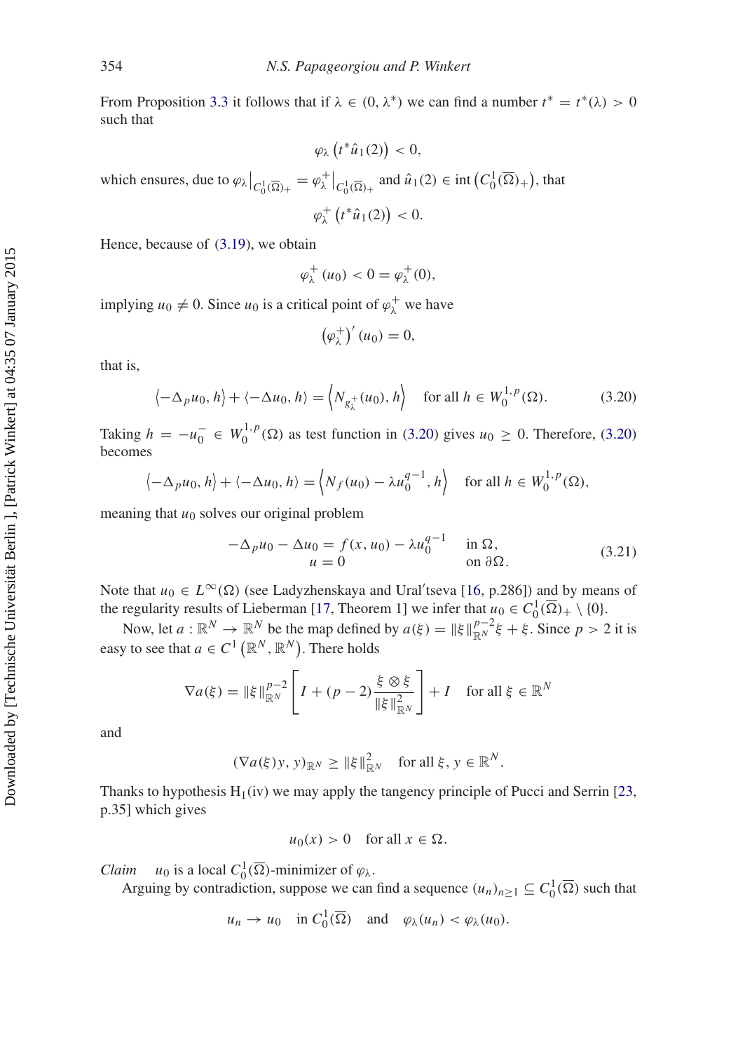From Proposition 3.3 it follows that if $\lambda \in (0, \lambda^*)$ we can find a number $t^* = t^*(\lambda) > 0$ such that

$$\varphi_\lambda\left(t^*\hat{u}_1(2)\right) < 0,$$

which ensures, due to $\varphi_\lambda\big|_{C_0^1(\overline{\Omega})_+} = \varphi_\lambda^+\big|_{C_0^1(\overline{\Omega})_+}$ and $\hat{u}_1(2) \in \operatorname{int}\left(C_0^1(\overline{\Omega})_+\right)$, that

$$\varphi_\lambda^+\left(t^*\hat{u}_1(2)\right) < 0.$$

Hence, because of (3.19), we obtain

$$\varphi_\lambda^+(u_0) < 0 = \varphi_\lambda^+(0),$$

implying $u_0 \neq 0$. Since $u_0$ is a critical point of $\varphi_\lambda^+$ we have

$$\left(\varphi_\lambda^+\right)'(u_0) = 0,$$

that is,

$$\left\langle -\Delta_p u_0, h\right\rangle + \left\langle -\Delta u_0, h\right\rangle = \left\langle N_{g_\lambda^+}(u_0), h\right\rangle \quad \text{for all } h \in W_0^{1,p}(\Omega). \tag{3.20}$$

Taking $h = -u_0^- \in W_0^{1,p}(\Omega)$ as test function in (3.20) gives $u_0 \geq 0$. Therefore, (3.20) becomes

$$\left\langle -\Delta_p u_0, h\right\rangle + \left\langle -\Delta u_0, h\right\rangle = \left\langle N_f(u_0) - \lambda u_0^{q-1}, h\right\rangle \quad \text{for all } h \in W_0^{1,p}(\Omega),$$

meaning that $u_0$ solves our original problem

$$\begin{aligned} -\Delta_p u_0 - \Delta u_0 &= f(x, u_0) - \lambda u_0^{q-1} \quad && \text{in } \Omega, \\ u &= 0 && \text{on } \partial\Omega. \end{aligned} \tag{3.21}$$

Note that $u_0 \in L^\infty(\Omega)$ (see Ladyzhenskaya and Ural′tseva [16, p.286]) and by means of the regularity results of Lieberman [17, Theorem 1] we infer that $u_0 \in C_0^1(\overline{\Omega})_+ \setminus \{0\}$.

Now, let $a : \mathbb{R}^N \to \mathbb{R}^N$ be the map defined by $a(\xi) = \|\xi\|_{\mathbb{R}^N}^{p-2}\xi + \xi$. Since $p > 2$ it is easy to see that $a \in C^1\left(\mathbb{R}^N, \mathbb{R}^N\right)$. There holds

$$\nabla a(\xi) = \|\xi\|_{\mathbb{R}^N}^{p-2}\left[I + (p-2)\frac{\xi \otimes \xi}{\|\xi\|_{\mathbb{R}^N}^2}\right] + I \quad \text{for all } \xi \in \mathbb{R}^N$$

and

$$(\nabla a(\xi)y, y)_{\mathbb{R}^N} \geq \|\xi\|_{\mathbb{R}^N}^2 \quad \text{for all } \xi, y \in \mathbb{R}^N.$$

Thanks to hypothesis $\mathrm{H}_1$(iv) we may apply the tangency principle of Pucci and Serrin [23, p.35] which gives

$$u_0(x) > 0 \quad \text{for all } x \in \Omega.$$

*Claim* $\quad u_0$ is a local $C_0^1(\overline{\Omega})$-minimizer of $\varphi_\lambda$.

Arguing by contradiction, suppose we can find a sequence $(u_n)_{n\geq 1} \subseteq C_0^1(\overline{\Omega})$ such that

$$u_n \to u_0 \quad \text{in } C_0^1(\overline{\Omega}) \quad \text{and} \quad \varphi_\lambda(u_n) < \varphi_\lambda(u_0).$$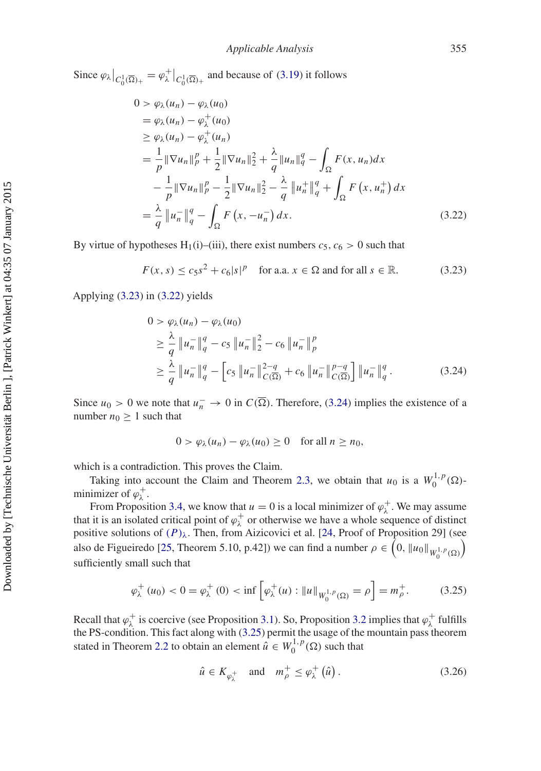Since $\varphi_\lambda\big|_{C_0^1(\overline{\Omega})_+} = \varphi_\lambda^+\big|_{C_0^1(\overline{\Omega})_+}$ and because of (3.19) it follows

$$
\begin{aligned}
0 &> \varphi_\lambda(u_n) - \varphi_\lambda(u_0) \\
&= \varphi_\lambda(u_n) - \varphi_\lambda^+(u_0) \\
&\geq \varphi_\lambda(u_n) - \varphi_\lambda^+(u_n) \\
&= \frac{1}{p}\|\nabla u_n\|_p^p + \frac{1}{2}\|\nabla u_n\|_2^2 + \frac{\lambda}{q}\|u_n\|_q^q - \int_\Omega F(x, u_n)dx \\
&\quad - \frac{1}{p}\|\nabla u_n\|_p^p - \frac{1}{2}\|\nabla u_n\|_2^2 - \frac{\lambda}{q}\left\|u_n^+\right\|_q^q + \int_\Omega F\left(x, u_n^+\right)dx \\
&= \frac{\lambda}{q}\left\|u_n^-\right\|_q^q - \int_\Omega F\left(x, -u_n^-\right)dx.
\end{aligned} \tag{3.22}
$$

By virtue of hypotheses $\mathrm{H}_1$(i)–(iii), there exist numbers $c_5, c_6 > 0$ such that

$$
F(x, s) \leq c_5 s^2 + c_6|s|^p \quad \text{for a.a. } x \in \Omega \text{ and for all } s \in \mathbb{R}. \tag{3.23}
$$

Applying (3.23) in (3.22) yields

$$
\begin{aligned}
0 &> \varphi_\lambda(u_n) - \varphi_\lambda(u_0) \\
&\geq \frac{\lambda}{q}\left\|u_n^-\right\|_q^q - c_5\left\|u_n^-\right\|_2^2 - c_6\left\|u_n^-\right\|_p^p \\
&\geq \frac{\lambda}{q}\left\|u_n^-\right\|_q^q - \left[c_5\left\|u_n^-\right\|_{C(\overline{\Omega})}^{2-q} + c_6\left\|u_n^-\right\|_{C(\overline{\Omega})}^{p-q}\right]\left\|u_n^-\right\|_q^q.
\end{aligned} \tag{3.24}
$$

Since $u_0 > 0$ we note that $u_n^- \to 0$ in $C(\overline{\Omega})$. Therefore, (3.24) implies the existence of a number $n_0 \geq 1$ such that

$$
0 > \varphi_\lambda(u_n) - \varphi_\lambda(u_0) \geq 0 \quad \text{for all } n \geq n_0,
$$

which is a contradiction. This proves the Claim.

Taking into account the Claim and Theorem 2.3, we obtain that $u_0$ is a $W_0^{1,p}(\Omega)$-minimizer of $\varphi_\lambda^+$.

From Proposition 3.4, we know that $u = 0$ is a local minimizer of $\varphi_\lambda^+$. We may assume that it is an isolated critical point of $\varphi_\lambda^+$ or otherwise we have a whole sequence of distinct positive solutions of $(P)_\lambda$. Then, from Aizicovici et al. [24, Proof of Proposition 29] (see also de Figueiredo [25, Theorem 5.10, p.42]) we can find a number $\rho \in \left(0, \|u_0\|_{W_0^{1,p}(\Omega)}\right)$ sufficiently small such that

$$
\varphi_\lambda^+(u_0) < 0 = \varphi_\lambda^+(0) < \inf\left[\varphi_\lambda^+(u) : \|u\|_{W_0^{1,p}(\Omega)} = \rho\right] = m_\rho^+. \tag{3.25}
$$

Recall that $\varphi_\lambda^+$ is coercive (see Proposition 3.1). So, Proposition 3.2 implies that $\varphi_\lambda^+$ fulfills the PS-condition. This fact along with (3.25) permit the usage of the mountain pass theorem stated in Theorem 2.2 to obtain an element $\hat{u} \in W_0^{1,p}(\Omega)$ such that

$$
\hat{u} \in K_{\varphi_\lambda^+} \quad \text{and} \quad m_\rho^+ \leq \varphi_\lambda^+\left(\hat{u}\right). \tag{3.26}
$$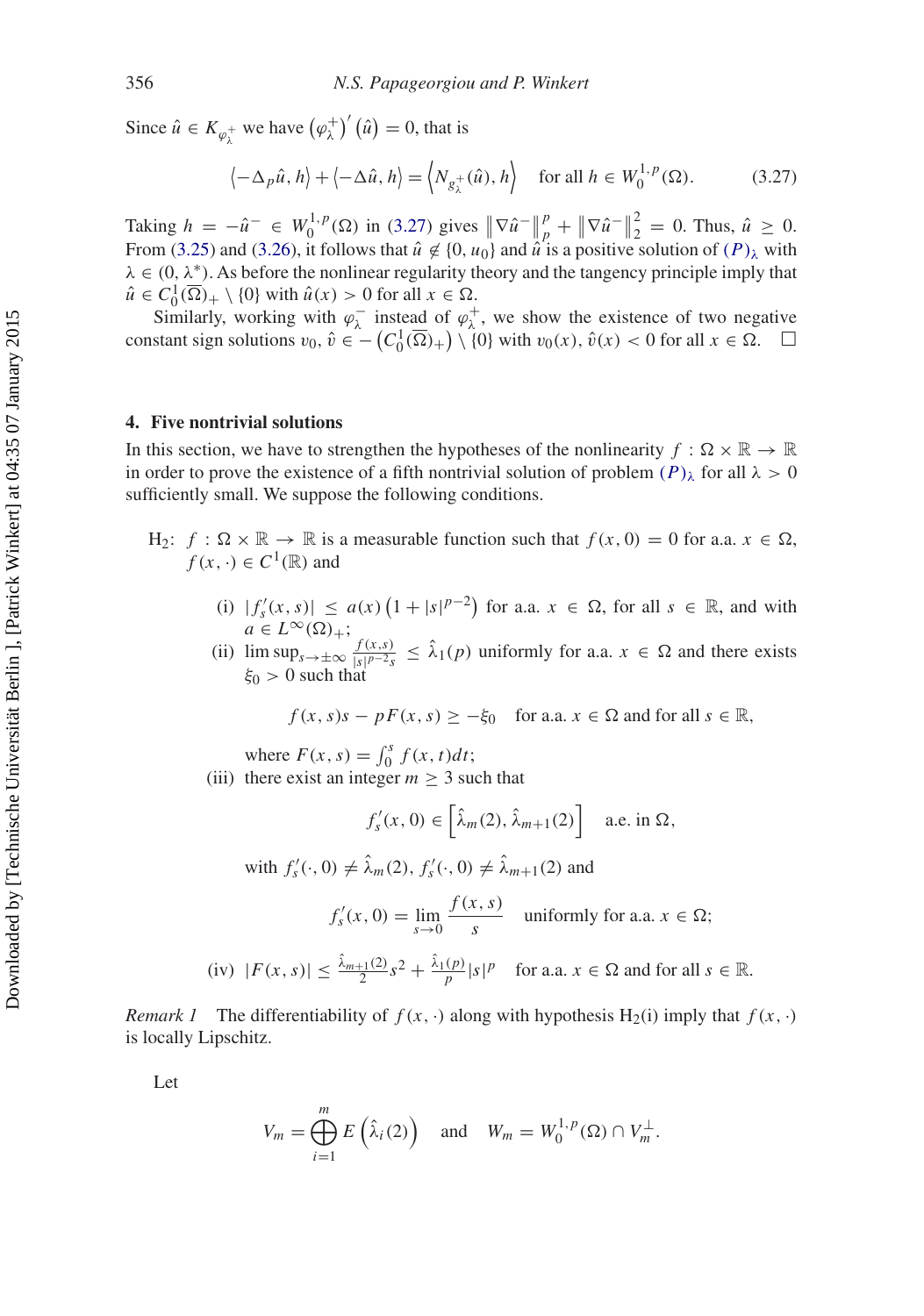Since $\hat{u} \in K_{\varphi_\lambda^+}$ we have $\left(\varphi_\lambda^+\right)'(\hat{u}) = 0$, that is

$$\left\langle -\Delta_p \hat{u}, h\right\rangle + \left\langle -\Delta \hat{u}, h\right\rangle = \left\langle N_{g_\lambda^+}(\hat{u}), h\right\rangle \quad \text{for all } h \in W_0^{1,p}(\Omega). \tag{3.27}$$

Taking $h = -\hat{u}^- \in W_0^{1,p}(\Omega)$ in (3.27) gives $\left\|\nabla \hat{u}^-\right\|_p^p + \left\|\nabla \hat{u}^-\right\|_2^2 = 0$. Thus, $\hat{u} \geq 0$. From (3.25) and (3.26), it follows that $\hat{u} \notin \{0, u_0\}$ and $\hat{u}$ is a positive solution of $(P)_\lambda$ with $\lambda \in (0, \lambda^*)$. As before the nonlinear regularity theory and the tangency principle imply that $\hat{u} \in C_0^1(\overline{\Omega})_+ \setminus \{0\}$ with $\hat{u}(x) > 0$ for all $x \in \Omega$.

Similarly, working with $\varphi_\lambda^-$ instead of $\varphi_\lambda^+$, we show the existence of two negative constant sign solutions $v_0, \hat{v} \in -\left(C_0^1(\overline{\Omega})_+\right) \setminus \{0\}$ with $v_0(x), \hat{v}(x) < 0$ for all $x \in \Omega$. $\square$

## 4. Five nontrivial solutions

In this section, we have to strengthen the hypotheses of the nonlinearity $f : \Omega \times \mathbb{R} \to \mathbb{R}$ in order to prove the existence of a fifth nontrivial solution of problem $(P)_\lambda$ for all $\lambda > 0$ sufficiently small. We suppose the following conditions.

H$_2$: $f : \Omega \times \mathbb{R} \to \mathbb{R}$ is a measurable function such that $f(x, 0) = 0$ for a.a. $x \in \Omega$, $f(x, \cdot) \in C^1(\mathbb{R})$ and

- (i) $|f_s'(x, s)| \leq a(x)\left(1 + |s|^{p-2}\right)$ for a.a. $x \in \Omega$, for all $s \in \mathbb{R}$, and with $a \in L^\infty(\Omega)_+$;
- (ii) $\limsup_{s \to \pm\infty} \frac{f(x,s)}{|s|^{p-2}s} \leq \hat{\lambda}_1(p)$ uniformly for a.a. $x \in \Omega$ and there exists $\xi_0 > 0$ such that

$$f(x, s)s - pF(x, s) \geq -\xi_0 \quad \text{for a.a. } x \in \Omega \text{ and for all } s \in \mathbb{R},$$

  where $F(x, s) = \int_0^s f(x, t)dt$;
- (iii) there exist an integer $m \geq 3$ such that

$$f_s'(x, 0) \in \left[\hat{\lambda}_m(2), \hat{\lambda}_{m+1}(2)\right] \quad \text{a.e. in } \Omega,$$

  with $f_s'(\cdot, 0) \neq \hat{\lambda}_m(2)$, $f_s'(\cdot, 0) \neq \hat{\lambda}_{m+1}(2)$ and

$$f_s'(x, 0) = \lim_{s \to 0} \frac{f(x, s)}{s} \quad \text{uniformly for a.a. } x \in \Omega;$$

- (iv) $|F(x, s)| \leq \frac{\hat{\lambda}_{m+1}(2)}{2}s^2 + \frac{\hat{\lambda}_1(p)}{p}|s|^p$ for a.a. $x \in \Omega$ and for all $s \in \mathbb{R}$.

*Remark 1* The differentiability of $f(x, \cdot)$ along with hypothesis H$_2$(i) imply that $f(x, \cdot)$ is locally Lipschitz.

Let

$$V_m = \bigoplus_{i=1}^m E\left(\hat{\lambda}_i(2)\right) \quad \text{and} \quad W_m = W_0^{1,p}(\Omega) \cap V_m^\perp.$$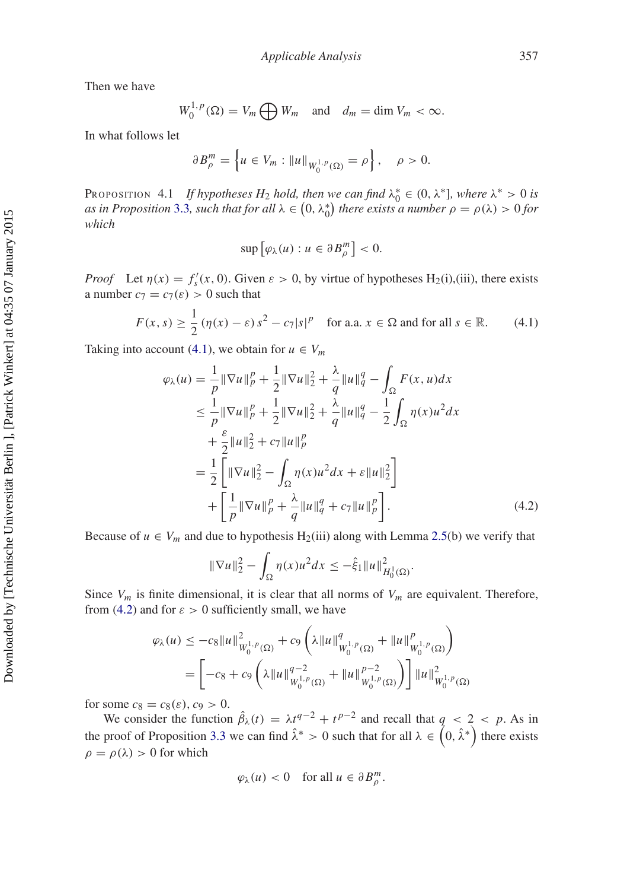Then we have

$$W_0^{1,p}(\Omega) = V_m \bigoplus W_m \quad \text{and} \quad d_m = \dim V_m < \infty.$$

In what follows let

$$\partial B_\rho^m = \left\{ u \in V_m : \|u\|_{W_0^{1,p}(\Omega)} = \rho \right\}, \quad \rho > 0.$$

Proposition 4.1 *If hypotheses $H_2$ hold, then we can find $\lambda_0^* \in (0, \lambda^*]$, where $\lambda^* > 0$ is as in Proposition 3.3, such that for all $\lambda \in (0, \lambda_0^*)$ there exists a number $\rho = \rho(\lambda) > 0$ for which*

$$\sup \left[ \varphi_\lambda(u) : u \in \partial B_\rho^m \right] < 0.$$

*Proof* Let $\eta(x) = f_s'(x, 0)$. Given $\varepsilon > 0$, by virtue of hypotheses $H_2$(i),(iii), there exists a number $c_7 = c_7(\varepsilon) > 0$ such that

$$F(x, s) \geq \frac{1}{2} (\eta(x) - \varepsilon) s^2 - c_7 |s|^p \quad \text{for a.a. } x \in \Omega \text{ and for all } s \in \mathbb{R}. \tag{4.1}$$

Taking into account (4.1), we obtain for $u \in V_m$

$$\begin{aligned}
\varphi_\lambda(u) &= \frac{1}{p}\|\nabla u\|_p^p + \frac{1}{2}\|\nabla u\|_2^2 + \frac{\lambda}{q}\|u\|_q^q - \int_\Omega F(x, u) dx \\
&\leq \frac{1}{p}\|\nabla u\|_p^p + \frac{1}{2}\|\nabla u\|_2^2 + \frac{\lambda}{q}\|u\|_q^q - \frac{1}{2}\int_\Omega \eta(x) u^2 dx \\
&\quad + \frac{\varepsilon}{2}\|u\|_2^2 + c_7 \|u\|_p^p \\
&= \frac{1}{2}\left[ \|\nabla u\|_2^2 - \int_\Omega \eta(x) u^2 dx + \varepsilon \|u\|_2^2 \right] \\
&\quad + \left[ \frac{1}{p}\|\nabla u\|_p^p + \frac{\lambda}{q}\|u\|_q^q + c_7 \|u\|_p^p \right].
\end{aligned} \tag{4.2}$$

Because of $u \in V_m$ and due to hypothesis $H_2$(iii) along with Lemma 2.5(b) we verify that

$$\|\nabla u\|_2^2 - \int_\Omega \eta(x) u^2 dx \leq -\hat{\xi}_1 \|u\|_{H_0^1(\Omega)}^2.$$

Since $V_m$ is finite dimensional, it is clear that all norms of $V_m$ are equivalent. Therefore, from (4.2) and for $\varepsilon > 0$ sufficiently small, we have

$$\begin{aligned}
\varphi_\lambda(u) &\leq -c_8 \|u\|_{W_0^{1,p}(\Omega)}^2 + c_9 \left( \lambda \|u\|_{W_0^{1,p}(\Omega)}^q + \|u\|_{W_0^{1,p}(\Omega)}^p \right) \\
&= \left[ -c_8 + c_9 \left( \lambda \|u\|_{W_0^{1,p}(\Omega)}^{q-2} + \|u\|_{W_0^{1,p}(\Omega)}^{p-2} \right) \right] \|u\|_{W_0^{1,p}(\Omega)}^2
\end{aligned}$$

for some $c_8 = c_8(\varepsilon), c_9 > 0$.

We consider the function $\hat{\beta}_\lambda(t) = \lambda t^{q-2} + t^{p-2}$ and recall that $q < 2 < p$. As in the proof of Proposition 3.3 we can find $\hat{\lambda}^* > 0$ such that for all $\lambda \in \left(0, \hat{\lambda}^*\right)$ there exists $\rho = \rho(\lambda) > 0$ for which

$$\varphi_\lambda(u) < 0 \quad \text{for all } u \in \partial B_\rho^m.$$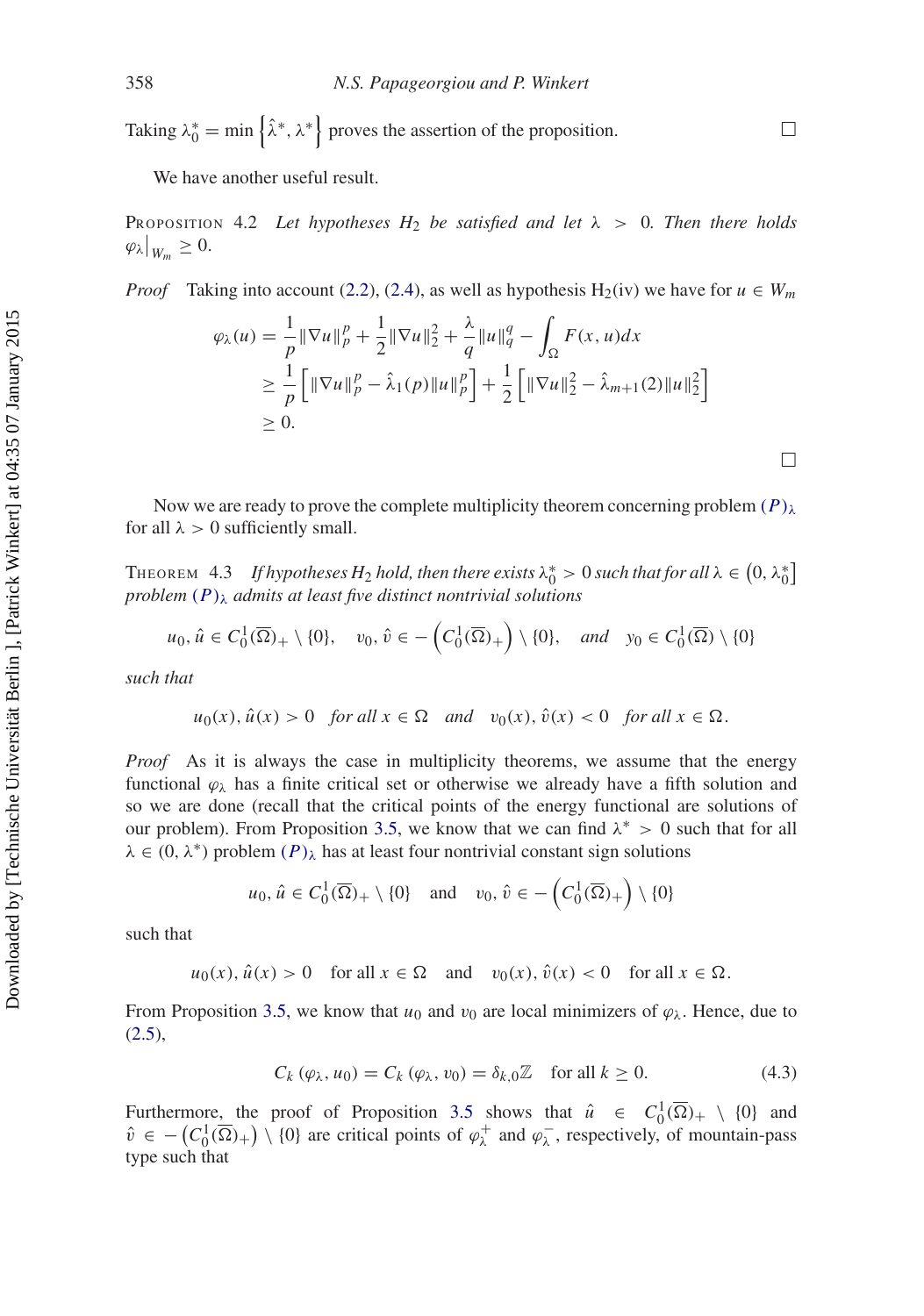Taking $\lambda_0^* = \min\left\{\hat{\lambda}^*, \lambda^*\right\}$ proves the assertion of the proposition. $\square$

We have another useful result.

PROPOSITION 4.2 *Let hypotheses $H_2$ be satisfied and let $\lambda > 0$. Then there holds $\varphi_\lambda\big|_{W_m} \geq 0$.*

*Proof* Taking into account (2.2), (2.4), as well as hypothesis $H_2$(iv) we have for $u \in W_m$

$$\begin{aligned}
\varphi_\lambda(u) &= \frac{1}{p}\|\nabla u\|_p^p + \frac{1}{2}\|\nabla u\|_2^2 + \frac{\lambda}{q}\|u\|_q^q - \int_\Omega F(x,u)dx \\
&\geq \frac{1}{p}\left[\|\nabla u\|_p^p - \hat{\lambda}_1(p)\|u\|_p^p\right] + \frac{1}{2}\left[\|\nabla u\|_2^2 - \hat{\lambda}_{m+1}(2)\|u\|_2^2\right] \\
&\geq 0.
\end{aligned}$$

$\square$

Now we are ready to prove the complete multiplicity theorem concerning problem $(P)_\lambda$ for all $\lambda > 0$ sufficiently small.

THEOREM 4.3 *If hypotheses $H_2$ hold, then there exists $\lambda_0^* > 0$ such that for all $\lambda \in \left(0, \lambda_0^*\right]$ problem $(P)_\lambda$ admits at least five distinct nontrivial solutions*

$$u_0, \hat{u} \in C_0^1(\overline{\Omega})_+ \setminus \{0\}, \quad v_0, \hat{v} \in -\left(C_0^1(\overline{\Omega})_+\right) \setminus \{0\}, \quad \textit{and} \quad y_0 \in C_0^1(\overline{\Omega}) \setminus \{0\}$$

*such that*

$$u_0(x), \hat{u}(x) > 0 \quad \textit{for all } x \in \Omega \quad \textit{and} \quad v_0(x), \hat{v}(x) < 0 \quad \textit{for all } x \in \Omega.$$

*Proof* As it is always the case in multiplicity theorems, we assume that the energy functional $\varphi_\lambda$ has a finite critical set or otherwise we already have a fifth solution and so we are done (recall that the critical points of the energy functional are solutions of our problem). From Proposition 3.5, we know that we can find $\lambda^* > 0$ such that for all $\lambda \in (0, \lambda^*)$ problem $(P)_\lambda$ has at least four nontrivial constant sign solutions

$$u_0, \hat{u} \in C_0^1(\overline{\Omega})_+ \setminus \{0\} \quad \text{and} \quad v_0, \hat{v} \in -\left(C_0^1(\overline{\Omega})_+\right) \setminus \{0\}$$

such that

$$u_0(x), \hat{u}(x) > 0 \quad \text{for all } x \in \Omega \quad \text{and} \quad v_0(x), \hat{v}(x) < 0 \quad \text{for all } x \in \Omega.$$

From Proposition 3.5, we know that $u_0$ and $v_0$ are local minimizers of $\varphi_\lambda$. Hence, due to (2.5),

$$C_k\left(\varphi_\lambda, u_0\right) = C_k\left(\varphi_\lambda, v_0\right) = \delta_{k,0}\mathbb{Z} \quad \text{for all } k \geq 0. \tag{4.3}$$

Furthermore, the proof of Proposition 3.5 shows that $\hat{u} \in C_0^1(\overline{\Omega})_+ \setminus \{0\}$ and $\hat{v} \in -\left(C_0^1(\overline{\Omega})_+\right) \setminus \{0\}$ are critical points of $\varphi_\lambda^+$ and $\varphi_\lambda^-$, respectively, of mountain-pass type such that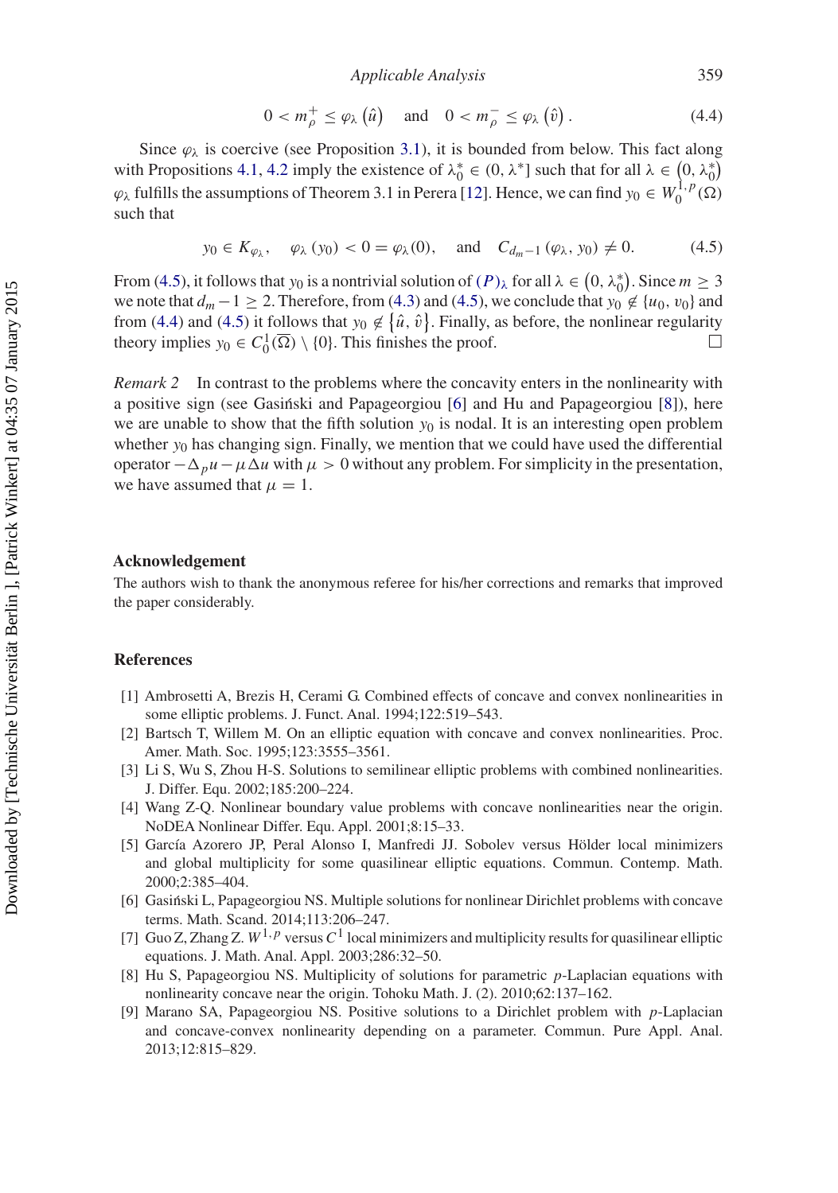$$0 < m_\rho^+ \leq \varphi_\lambda\left(\hat{u}\right) \quad \text{and} \quad 0 < m_\rho^- \leq \varphi_\lambda\left(\hat{v}\right). \tag{4.4}$$

Since $\varphi_\lambda$ is coercive (see Proposition 3.1), it is bounded from below. This fact along with Propositions 4.1, 4.2 imply the existence of $\lambda_0^* \in (0, \lambda^*]$ such that for all $\lambda \in \left(0, \lambda_0^*\right)$ $\varphi_\lambda$ fulfills the assumptions of Theorem 3.1 in Perera [12]. Hence, we can find $y_0 \in W_0^{1,p}(\Omega)$ such that

$$y_0 \in K_{\varphi_\lambda}, \quad \varphi_\lambda\left(y_0\right) < 0 = \varphi_\lambda(0), \quad \text{and} \quad C_{d_m-1}\left(\varphi_\lambda, y_0\right) \neq 0. \tag{4.5}$$

From (4.5), it follows that $y_0$ is a nontrivial solution of $(P)_\lambda$ for all $\lambda \in \left(0, \lambda_0^*\right)$. Since $m \geq 3$ we note that $d_m - 1 \geq 2$. Therefore, from (4.3) and (4.5), we conclude that $y_0 \notin \{u_0, v_0\}$ and from (4.4) and (4.5) it follows that $y_0 \notin \left\{\hat{u}, \hat{v}\right\}$. Finally, as before, the nonlinear regularity theory implies $y_0 \in C_0^1(\overline{\Omega}) \setminus \{0\}$. This finishes the proof. □

*Remark 2* In contrast to the problems where the concavity enters in the nonlinearity with a positive sign (see Gasiński and Papageorgiou [6] and Hu and Papageorgiou [8]), here we are unable to show that the fifth solution $y_0$ is nodal. It is an interesting open problem whether $y_0$ has changing sign. Finally, we mention that we could have used the differential operator $-\Delta_p u - \mu\Delta u$ with $\mu > 0$ without any problem. For simplicity in the presentation, we have assumed that $\mu = 1$.

## Acknowledgement

The authors wish to thank the anonymous referee for his/her corrections and remarks that improved the paper considerably.

## References

[1] Ambrosetti A, Brezis H, Cerami G. Combined effects of concave and convex nonlinearities in some elliptic problems. J. Funct. Anal. 1994;122:519–543.

[2] Bartsch T, Willem M. On an elliptic equation with concave and convex nonlinearities. Proc. Amer. Math. Soc. 1995;123:3555–3561.

[3] Li S, Wu S, Zhou H-S. Solutions to semilinear elliptic problems with combined nonlinearities. J. Differ. Equ. 2002;185:200–224.

[4] Wang Z-Q. Nonlinear boundary value problems with concave nonlinearities near the origin. NoDEA Nonlinear Differ. Equ. Appl. 2001;8:15–33.

[5] García Azorero JP, Peral Alonso I, Manfredi JJ. Sobolev versus Hölder local minimizers and global multiplicity for some quasilinear elliptic equations. Commun. Contemp. Math. 2000;2:385–404.

[6] Gasiński L, Papageorgiou NS. Multiple solutions for nonlinear Dirichlet problems with concave terms. Math. Scand. 2014;113:206–247.

[7] Guo Z, Zhang Z. $W^{1,p}$ versus $C^1$ local minimizers and multiplicity results for quasilinear elliptic equations. J. Math. Anal. Appl. 2003;286:32–50.

[8] Hu S, Papageorgiou NS. Multiplicity of solutions for parametric $p$-Laplacian equations with nonlinearity concave near the origin. Tohoku Math. J. (2). 2010;62:137–162.

[9] Marano SA, Papageorgiou NS. Positive solutions to a Dirichlet problem with $p$-Laplacian and concave-convex nonlinearity depending on a parameter. Commun. Pure Appl. Anal. 2013;12:815–829.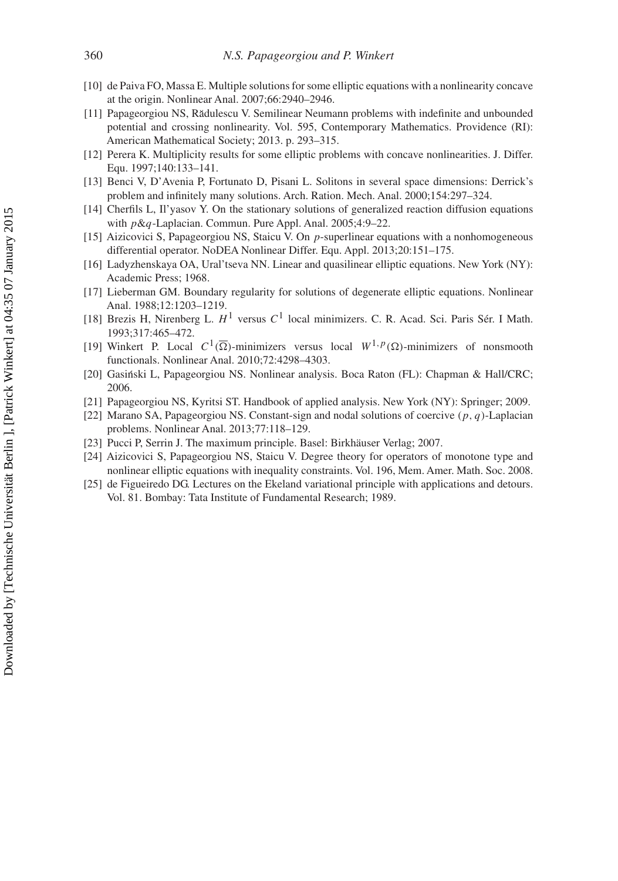[10] de Paiva FO, Massa E. Multiple solutions for some elliptic equations with a nonlinearity concave at the origin. Nonlinear Anal. 2007;66:2940–2946.

[11] Papageorgiou NS, Rădulescu V. Semilinear Neumann problems with indefinite and unbounded potential and crossing nonlinearity. Vol. 595, Contemporary Mathematics. Providence (RI): American Mathematical Society; 2013. p. 293–315.

[12] Perera K. Multiplicity results for some elliptic problems with concave nonlinearities. J. Differ. Equ. 1997;140:133–141.

[13] Benci V, D'Avenia P, Fortunato D, Pisani L. Solitons in several space dimensions: Derrick's problem and infinitely many solutions. Arch. Ration. Mech. Anal. 2000;154:297–324.

[14] Cherfils L, Il'yasov Y. On the stationary solutions of generalized reaction diffusion equations with $p\&q$-Laplacian. Commun. Pure Appl. Anal. 2005;4:9–22.

[15] Aizicovici S, Papageorgiou NS, Staicu V. On $p$-superlinear equations with a nonhomogeneous differential operator. NoDEA Nonlinear Differ. Equ. Appl. 2013;20:151–175.

[16] Ladyzhenskaya OA, Ural'tseva NN. Linear and quasilinear elliptic equations. New York (NY): Academic Press; 1968.

[17] Lieberman GM. Boundary regularity for solutions of degenerate elliptic equations. Nonlinear Anal. 1988;12:1203–1219.

[18] Brezis H, Nirenberg L. $H^1$ versus $C^1$ local minimizers. C. R. Acad. Sci. Paris Sér. I Math. 1993;317:465–472.

[19] Winkert P. Local $C^1(\overline{\Omega})$-minimizers versus local $W^{1,p}(\Omega)$-minimizers of nonsmooth functionals. Nonlinear Anal. 2010;72:4298–4303.

[20] Gasiński L, Papageorgiou NS. Nonlinear analysis. Boca Raton (FL): Chapman & Hall/CRC; 2006.

[21] Papageorgiou NS, Kyritsi ST. Handbook of applied analysis. New York (NY): Springer; 2009.

[22] Marano SA, Papageorgiou NS. Constant-sign and nodal solutions of coercive $(p, q)$-Laplacian problems. Nonlinear Anal. 2013;77:118–129.

[23] Pucci P, Serrin J. The maximum principle. Basel: Birkhäuser Verlag; 2007.

[24] Aizicovici S, Papageorgiou NS, Staicu V. Degree theory for operators of monotone type and nonlinear elliptic equations with inequality constraints. Vol. 196, Mem. Amer. Math. Soc. 2008.

[25] de Figueiredo DG. Lectures on the Ekeland variational principle with applications and detours. Vol. 81. Bombay: Tata Institute of Fundamental Research; 1989.